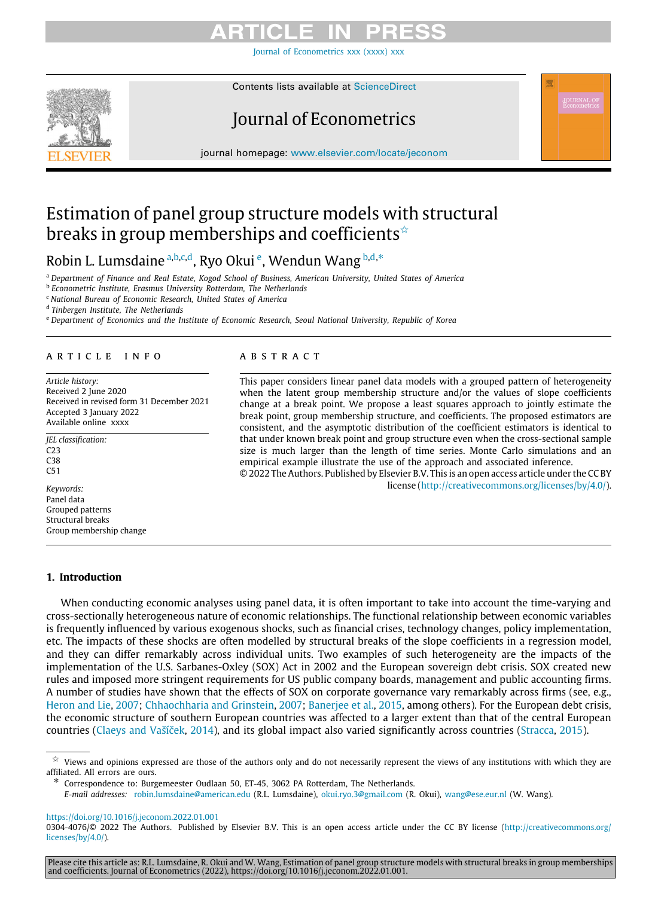# Estimation of panel group structure models with structural breaks in group memberships and coefficients ☆

Robin L. Lumsdaine [a,b,c,d], Ryo Okui [e], Wendun Wang [b,d,*]

[a] *Department of Finance and Real Estate, Kogod School of Business, American University, United States of America*
[b] *Econometric Institute, Erasmus University Rotterdam, The Netherlands*
[c] *National Bureau of Economic Research, United States of America*
[d] *Tinbergen Institute, The Netherlands*
[e] *Department of Economics and the Institute of Economic Research, Seoul National University, Republic of Korea*

## ARTICLE INFO

*Article history:*
Received 2 June 2020
Received in revised form 31 December 2021
Accepted 3 January 2022
Available online xxxx

*JEL classification:*
C23
C38
C51

*Keywords:*
Panel data
Grouped patterns
Structural breaks
Group membership change

## ABSTRACT

This paper considers linear panel data models with a grouped pattern of heterogeneity when the latent group membership structure and/or the values of slope coefficients change at a break point. We propose a least squares approach to jointly estimate the break point, group membership structure, and coefficients. The proposed estimators are consistent, and the asymptotic distribution of the coefficient estimators is identical to that under known break point and group structure even when the cross-sectional sample size is much larger than the length of time series. Monte Carlo simulations and an empirical example illustrate the use of the approach and associated inference.

© 2022 The Authors. Published by Elsevier B.V. This is an open access article under the CC BY license (http://creativecommons.org/licenses/by/4.0/).

## 1. Introduction

When conducting economic analyses using panel data, it is often important to take into account the time-varying and cross-sectionally heterogeneous nature of economic relationships. The functional relationship between economic variables is frequently influenced by various exogenous shocks, such as financial crises, technology changes, policy implementation, etc. The impacts of these shocks are often modelled by structural breaks of the slope coefficients in a regression model, and they can differ remarkably across individual units. Two examples of such heterogeneity are the impacts of the implementation of the U.S. Sarbanes-Oxley (SOX) Act in 2002 and the European sovereign debt crisis. SOX created new rules and imposed more stringent requirements for US public company boards, management and public accounting firms. A number of studies have shown that the effects of SOX on corporate governance vary remarkably across firms (see, e.g., Heron and Lie, 2007; Chhaochharia and Grinstein, 2007; Banerjee et al., 2015, among others). For the European debt crisis, the economic structure of southern European countries was affected to a larger extent than that of the central European countries (Claeys and Vašíček, 2014), and its global impact also varied significantly across countries (Stracca, 2015).

☆ Views and opinions expressed are those of the authors only and do not necessarily represent the views of any institutions with which they are affiliated. All errors are ours.

\* Correspondence to: Burgemeester Oudlaan 50, ET-45, 3062 PA Rotterdam, The Netherlands.
*E-mail addresses:* robin.lumsdaine@american.edu (R.L. Lumsdaine), okui.ryo.3@gmail.com (R. Okui), wang@ese.eur.nl (W. Wang).

https://doi.org/10.1016/j.jeconom.2022.01.001
0304-4076/© 2022 The Authors. Published by Elsevier B.V. This is an open access article under the CC BY license (http://creativecommons.org/licenses/by/4.0/).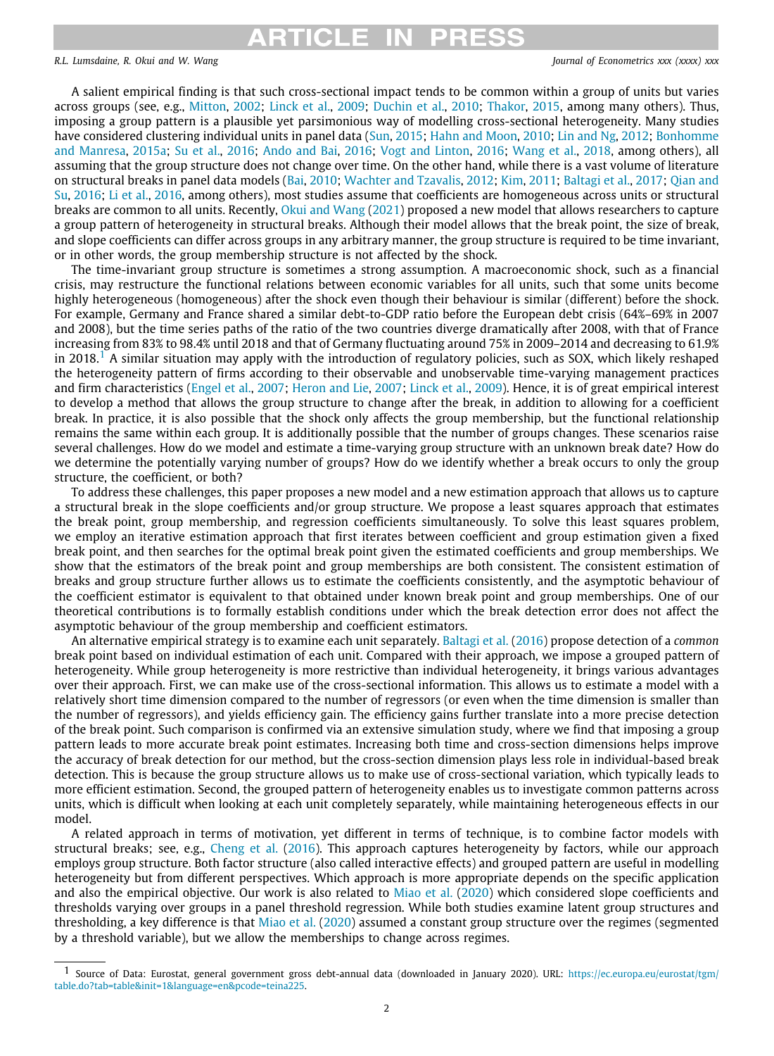A salient empirical finding is that such cross-sectional impact tends to be common within a group of units but varies across groups (see, e.g., Mitton, 2002; Linck et al., 2009; Duchin et al., 2010; Thakor, 2015, among many others). Thus, imposing a group pattern is a plausible yet parsimonious way of modelling cross-sectional heterogeneity. Many studies have considered clustering individual units in panel data (Sun, 2015; Hahn and Moon, 2010; Lin and Ng, 2012; Bonhomme and Manresa, 2015a; Su et al., 2016; Ando and Bai, 2016; Vogt and Linton, 2016; Wang et al., 2018, among others), all assuming that the group structure does not change over time. On the other hand, while there is a vast volume of literature on structural breaks in panel data models (Bai, 2010; Wachter and Tzavalis, 2012; Kim, 2011; Baltagi et al., 2017; Qian and Su, 2016; Li et al., 2016, among others), most studies assume that coefficients are homogeneous across units or structural breaks are common to all units. Recently, Okui and Wang (2021) proposed a new model that allows researchers to capture a group pattern of heterogeneity in structural breaks. Although their model allows that the break point, the size of break, and slope coefficients can differ across groups in any arbitrary manner, the group structure is required to be time invariant, or in other words, the group membership structure is not affected by the shock.

The time-invariant group structure is sometimes a strong assumption. A macroeconomic shock, such as a financial crisis, may restructure the functional relations between economic variables for all units, such that some units become highly heterogeneous (homogeneous) after the shock even though their behaviour is similar (different) before the shock. For example, Germany and France shared a similar debt-to-GDP ratio before the European debt crisis (64%–69% in 2007 and 2008), but the time series paths of the ratio of the two countries diverge dramatically after 2008, with that of France increasing from 83% to 98.4% until 2018 and that of Germany fluctuating around 75% in 2009–2014 and decreasing to 61.9% in 2018.[1] A similar situation may apply with the introduction of regulatory policies, such as SOX, which likely reshaped the heterogeneity pattern of firms according to their observable and unobservable time-varying management practices and firm characteristics (Engel et al., 2007; Heron and Lie, 2007; Linck et al., 2009). Hence, it is of great empirical interest to develop a method that allows the group structure to change after the break, in addition to allowing for a coefficient break. In practice, it is also possible that the shock only affects the group membership, but the functional relationship remains the same within each group. It is additionally possible that the number of groups changes. These scenarios raise several challenges. How do we model and estimate a time-varying group structure with an unknown break date? How do we determine the potentially varying number of groups? How do we identify whether a break occurs to only the group structure, the coefficient, or both?

To address these challenges, this paper proposes a new model and a new estimation approach that allows us to capture a structural break in the slope coefficients and/or group structure. We propose a least squares approach that estimates the break point, group membership, and regression coefficients simultaneously. To solve this least squares problem, we employ an iterative estimation approach that first iterates between coefficient and group estimation given a fixed break point, and then searches for the optimal break point given the estimated coefficients and group memberships. We show that the estimators of the break point and group memberships are both consistent. The consistent estimation of breaks and group structure further allows us to estimate the coefficients consistently, and the asymptotic behaviour of the coefficient estimator is equivalent to that obtained under known break point and group memberships. One of our theoretical contributions is to formally establish conditions under which the break detection error does not affect the asymptotic behaviour of the group membership and coefficient estimators.

An alternative empirical strategy is to examine each unit separately. Baltagi et al. (2016) propose detection of a *common* break point based on individual estimation of each unit. Compared with their approach, we impose a grouped pattern of heterogeneity. While group heterogeneity is more restrictive than individual heterogeneity, it brings various advantages over their approach. First, we can make use of the cross-sectional information. This allows us to estimate a model with a relatively short time dimension compared to the number of regressors (or even when the time dimension is smaller than the number of regressors), and yields efficiency gain. The efficiency gains further translate into a more precise detection of the break point. Such comparison is confirmed via an extensive simulation study, where we find that imposing a group pattern leads to more accurate break point estimates. Increasing both time and cross-section dimensions helps improve the accuracy of break detection for our method, but the cross-section dimension plays less role in individual-based break detection. This is because the group structure allows us to make use of cross-sectional variation, which typically leads to more efficient estimation. Second, the grouped pattern of heterogeneity enables us to investigate common patterns across units, which is difficult when looking at each unit completely separately, while maintaining heterogeneous effects in our model.

A related approach in terms of motivation, yet different in terms of technique, is to combine factor models with structural breaks; see, e.g., Cheng et al. (2016). This approach captures heterogeneity by factors, while our approach employs group structure. Both factor structure (also called interactive effects) and grouped pattern are useful in modelling heterogeneity but from different perspectives. Which approach is more appropriate depends on the specific application and also the empirical objective. Our work is also related to Miao et al. (2020) which considered slope coefficients and thresholds varying over groups in a panel threshold regression. While both studies examine latent group structures and thresholding, a key difference is that Miao et al. (2020) assumed a constant group structure over the regimes (segmented by a threshold variable), but we allow the memberships to change across regimes.

[1] Source of Data: Eurostat, general government gross debt-annual data (downloaded in January 2020). URL: https://ec.europa.eu/eurostat/tgm/table.do?tab=table&init=1&language=en&pcode=teina225.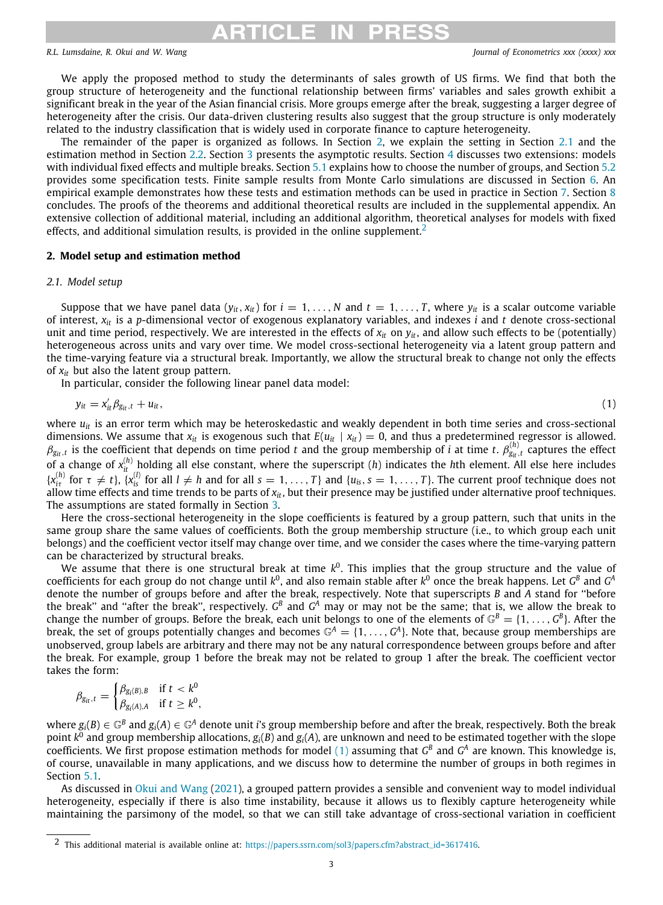We apply the proposed method to study the determinants of sales growth of US firms. We find that both the group structure of heterogeneity and the functional relationship between firms' variables and sales growth exhibit a significant break in the year of the Asian financial crisis. More groups emerge after the break, suggesting a larger degree of heterogeneity after the crisis. Our data-driven clustering results also suggest that the group structure is only moderately related to the industry classification that is widely used in corporate finance to capture heterogeneity.

The remainder of the paper is organized as follows. In Section 2, we explain the setting in Section 2.1 and the estimation method in Section 2.2. Section 3 presents the asymptotic results. Section 4 discusses two extensions: models with individual fixed effects and multiple breaks. Section 5.1 explains how to choose the number of groups, and Section 5.2 provides some specification tests. Finite sample results from Monte Carlo simulations are discussed in Section 6. An empirical example demonstrates how these tests and estimation methods can be used in practice in Section 7. Section 8 concludes. The proofs of the theorems and additional theoretical results are included in the supplemental appendix. An extensive collection of additional material, including an additional algorithm, theoretical analyses for models with fixed effects, and additional simulation results, is provided in the online supplement.[2]

## 2. Model setup and estimation method

### 2.1. Model setup

Suppose that we have panel data $(y_{it}, x_{it})$ for $i = 1, \ldots, N$ and $t = 1, \ldots, T$, where $y_{it}$ is a scalar outcome variable of interest, $x_{it}$ is a $p$-dimensional vector of exogenous explanatory variables, and indexes $i$ and $t$ denote cross-sectional unit and time period, respectively. We are interested in the effects of $x_{it}$ on $y_{it}$, and allow such effects to be (potentially) heterogeneous across units and vary over time. We model cross-sectional heterogeneity via a latent group pattern and the time-varying feature via a structural break. Importantly, we allow the structural break to change not only the effects of $x_{it}$ but also the latent group pattern.

In particular, consider the following linear panel data model:

$$y_{it} = x_{it}'\beta_{g_{it},t} + u_{it}, \tag{1}$$

where $u_{it}$ is an error term which may be heteroskedastic and weakly dependent in both time series and cross-sectional dimensions. We assume that $x_{it}$ is exogenous such that $E(u_{it} \mid x_{it}) = 0$, and thus a predetermined regressor is allowed. $\beta_{g_{it},t}$ is the coefficient that depends on time period $t$ and the group membership of $i$ at time $t$. $\beta^{(h)}_{g_{it},t}$ captures the effect of a change of $x^{(h)}_{it}$ holding all else constant, where the superscript $(h)$ indicates the $h$th element. All else here includes $\{x^{(h)}_{i\tau}$ for $\tau \neq t\}$, $\{x^{(l)}_{is}$ for all $l \neq h$ and for all $s = 1, \ldots, T\}$ and $\{u_{is}, s = 1, \ldots, T\}$. The current proof technique does not allow time effects and time trends to be parts of $x_{it}$, but their presence may be justified under alternative proof techniques. The assumptions are stated formally in Section 3.

Here the cross-sectional heterogeneity in the slope coefficients is featured by a group pattern, such that units in the same group share the same values of coefficients. Both the group membership structure (i.e., to which group each unit belongs) and the coefficient vector itself may change over time, and we consider the cases where the time-varying pattern can be characterized by structural breaks.

We assume that there is one structural break at time $k^0$. This implies that the group structure and the value of coefficients for each group do not change until $k^0$, and also remain stable after $k^0$ once the break happens. Let $G^B$ and $G^A$ denote the number of groups before and after the break, respectively. Note that superscripts $B$ and $A$ stand for "before the break" and "after the break", respectively. $G^B$ and $G^A$ may or may not be the same; that is, we allow the break to change the number of groups. Before the break, each unit belongs to one of the elements of $\mathbb{G}^B = \{1, \ldots, G^B\}$. After the break, the set of groups potentially changes and becomes $\mathbb{G}^A = \{1, \ldots, G^A\}$. Note that, because group memberships are unobserved, group labels are arbitrary and there may not be any natural correspondence between groups before and after the break. For example, group 1 before the break may not be related to group 1 after the break. The coefficient vector takes the form:

$$\beta_{g_{it},t} = \begin{cases} \beta_{g_i(B),B} & \text{if } t < k^0 \\ \beta_{g_i(A),A} & \text{if } t \geq k^0, \end{cases}$$

where $g_i(B) \in \mathbb{G}^B$ and $g_i(A) \in \mathbb{G}^A$ denote unit $i$'s group membership before and after the break, respectively. Both the break point $k^0$ and group membership allocations, $g_i(B)$ and $g_i(A)$, are unknown and need to be estimated together with the slope coefficients. We first propose estimation methods for model (1) assuming that $G^B$ and $G^A$ are known. This knowledge is, of course, unavailable in many applications, and we discuss how to determine the number of groups in both regimes in Section 5.1.

As discussed in Okui and Wang (2021), a grouped pattern provides a sensible and convenient way to model individual heterogeneity, especially if there is also time instability, because it allows us to flexibly capture heterogeneity while maintaining the parsimony of the model, so that we can still take advantage of cross-sectional variation in coefficient

[2] This additional material is available online at: https://papers.ssrn.com/sol3/papers.cfm?abstract_id=3617416.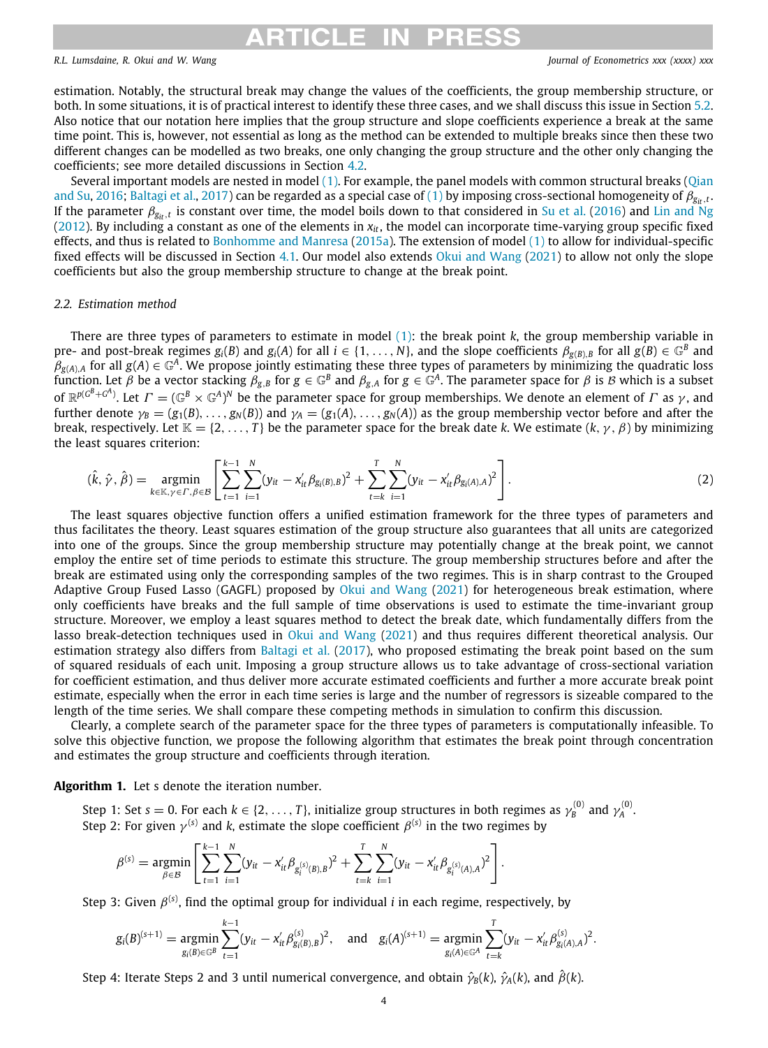estimation. Notably, the structural break may change the values of the coefficients, the group membership structure, or both. In some situations, it is of practical interest to identify these three cases, and we shall discuss this issue in Section 5.2. Also notice that our notation here implies that the group structure and slope coefficients experience a break at the same time point. This is, however, not essential as long as the method can be extended to multiple breaks since then these two different changes can be modelled as two breaks, one only changing the group structure and the other only changing the coefficients; see more detailed discussions in Section 4.2.

Several important models are nested in model (1). For example, the panel models with common structural breaks (Qian and Su, 2016; Baltagi et al., 2017) can be regarded as a special case of (1) by imposing cross-sectional homogeneity of $\beta_{g_{it},t}$. If the parameter $\beta_{g_{it},t}$ is constant over time, the model boils down to that considered in Su et al. (2016) and Lin and Ng (2012). By including a constant as one of the elements in $x_{it}$, the model can incorporate time-varying group specific fixed effects, and thus is related to Bonhomme and Manresa (2015a). The extension of model (1) to allow for individual-specific fixed effects will be discussed in Section 4.1. Our model also extends Okui and Wang (2021) to allow not only the slope coefficients but also the group membership structure to change at the break point.

### 2.2. Estimation method

There are three types of parameters to estimate in model (1): the break point $k$, the group membership variable in pre- and post-break regimes $g_i(B)$ and $g_i(A)$ for all $i \in \{1, \ldots, N\}$, and the slope coefficients $\beta_{g(B),B}$ for all $g(B) \in \mathbb{G}^B$ and $\beta_{g(A),A}$ for all $g(A) \in \mathbb{G}^A$. We propose jointly estimating these three types of parameters by minimizing the quadratic loss function. Let $\beta$ be a vector stacking $\beta_{g,B}$ for $g \in \mathbb{G}^B$ and $\beta_{g,A}$ for $g \in \mathbb{G}^A$. The parameter space for $\beta$ is $\mathcal{B}$ which is a subset of $\mathbb{R}^{p(G^B+G^A)}$. Let $\Gamma = (\mathbb{G}^B \times \mathbb{G}^A)^N$ be the parameter space for group memberships. We denote an element of $\Gamma$ as $\gamma$, and further denote $\gamma_B = (g_1(B), \ldots, g_N(B))$ and $\gamma_A = (g_1(A), \ldots, g_N(A))$ as the group membership vector before and after the break, respectively. Let $\mathbb{K} = \{2, \ldots, T\}$ be the parameter space for the break date $k$. We estimate $(k, \gamma, \beta)$ by minimizing the least squares criterion:

$$(\hat{k}, \hat{\gamma}, \hat{\beta}) = \underset{k \in \mathbb{K}, \gamma \in \Gamma, \beta \in \mathcal{B}}{\operatorname{argmin}} \left[ \sum_{t=1}^{k-1} \sum_{i=1}^{N} (y_{it} - x_{it}' \beta_{g_i(B),B})^2 + \sum_{t=k}^{T} \sum_{i=1}^{N} (y_{it} - x_{it}' \beta_{g_i(A),A})^2 \right]. \tag{2}$$

The least squares objective function offers a unified estimation framework for the three types of parameters and thus facilitates the theory. Least squares estimation of the group structure also guarantees that all units are categorized into one of the groups. Since the group membership structure may potentially change at the break point, we cannot employ the entire set of time periods to estimate this structure. The group membership structures before and after the break are estimated using only the corresponding samples of the two regimes. This is in sharp contrast to the Grouped Adaptive Group Fused Lasso (GAGFL) proposed by Okui and Wang (2021) for heterogeneous break estimation, where only coefficients have breaks and the full sample of time observations is used to estimate the time-invariant group structure. Moreover, we employ a least squares method to detect the break date, which fundamentally differs from the lasso break-detection techniques used in Okui and Wang (2021) and thus requires different theoretical analysis. Our estimation strategy also differs from Baltagi et al. (2017), who proposed estimating the break point based on the sum of squared residuals of each unit. Imposing a group structure allows us to take advantage of cross-sectional variation for coefficient estimation, and thus deliver more accurate estimated coefficients and further a more accurate break point estimate, especially when the error in each time series is large and the number of regressors is sizeable compared to the length of the time series. We shall compare these competing methods in simulation to confirm this discussion.

Clearly, a complete search of the parameter space for the three types of parameters is computationally infeasible. To solve this objective function, we propose the following algorithm that estimates the break point through concentration and estimates the group structure and coefficients through iteration.

**Algorithm 1.** Let $s$ denote the iteration number.

Step 1: Set $s = 0$. For each $k \in \{2, \ldots, T\}$, initialize group structures in both regimes as $\gamma_B^{(0)}$ and $\gamma_A^{(0)}$.

Step 2: For given $\gamma^{(s)}$ and $k$, estimate the slope coefficient $\beta^{(s)}$ in the two regimes by

$$\beta^{(s)} = \underset{\beta \in \mathcal{B}}{\operatorname{argmin}} \left[ \sum_{t=1}^{k-1} \sum_{i=1}^{N} (y_{it} - x_{it}' \beta_{g_i^{(s)}(B),B})^2 + \sum_{t=k}^{T} \sum_{i=1}^{N} (y_{it} - x_{it}' \beta_{g_i^{(s)}(A),A})^2 \right].$$

Step 3: Given $\beta^{(s)}$, find the optimal group for individual $i$ in each regime, respectively, by

$$g_i(B)^{(s+1)} = \underset{g_i(B) \in \mathbb{G}^B}{\operatorname{argmin}} \sum_{t=1}^{k-1} (y_{it} - x_{it}' \beta^{(s)}_{g_i(B),B})^2, \quad \text{and} \quad g_i(A)^{(s+1)} = \underset{g_i(A) \in \mathbb{G}^A}{\operatorname{argmin}} \sum_{t=k}^{T} (y_{it} - x_{it}' \beta^{(s)}_{g_i(A),A})^2.$$

Step 4: Iterate Steps 2 and 3 until numerical convergence, and obtain $\hat{\gamma}_B(k)$, $\hat{\gamma}_A(k)$, and $\hat{\beta}(k)$.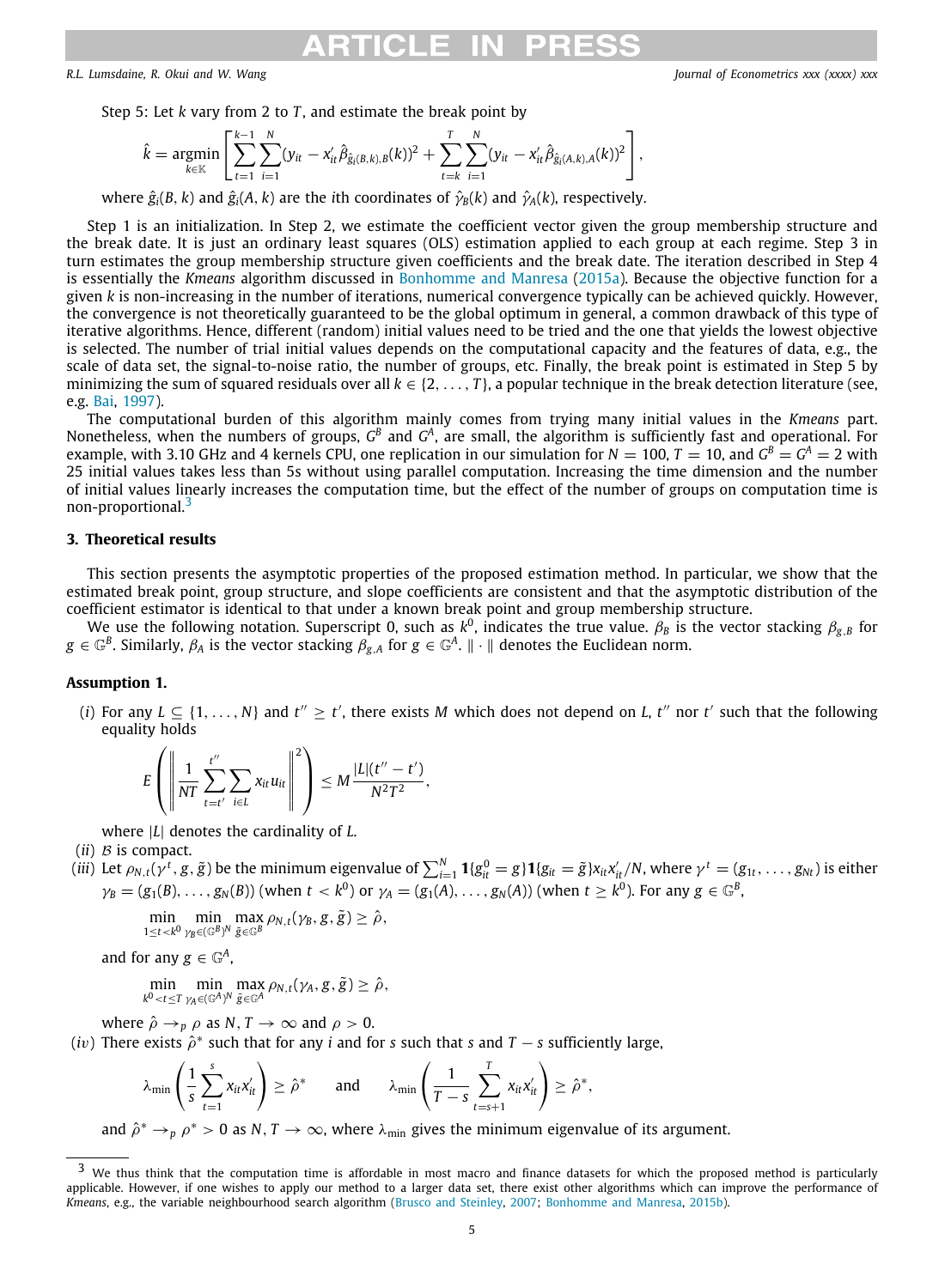Step 5: Let $k$ vary from 2 to $T$, and estimate the break point by

$$\hat{k} = \underset{k \in \mathbb{K}}{\operatorname{argmin}} \left[ \sum_{t=1}^{k-1} \sum_{i=1}^{N} (y_{it} - x_{it}' \hat{\beta}_{\hat{g}_i(B,k),B}(k))^2 + \sum_{t=k}^{T} \sum_{i=1}^{N} (y_{it} - x_{it}' \hat{\beta}_{\hat{g}_i(A,k),A}(k))^2 \right],$$

where $\hat{g}_i(B, k)$ and $\hat{g}_i(A, k)$ are the $i$th coordinates of $\hat{\gamma}_B(k)$ and $\hat{\gamma}_A(k)$, respectively.

Step 1 is an initialization. In Step 2, we estimate the coefficient vector given the group membership structure and the break date. It is just an ordinary least squares (OLS) estimation applied to each group at each regime. Step 3 in turn estimates the group membership structure given coefficients and the break date. The iteration described in Step 4 is essentially the *Kmeans* algorithm discussed in Bonhomme and Manresa (2015a). Because the objective function for a given $k$ is non-increasing in the number of iterations, numerical convergence typically can be achieved quickly. However, the convergence is not theoretically guaranteed to be the global optimum in general, a common drawback of this type of iterative algorithms. Hence, different (random) initial values need to be tried and the one that yields the lowest objective is selected. The number of trial initial values depends on the computational capacity and the features of data, e.g., the scale of data set, the signal-to-noise ratio, the number of groups, etc. Finally, the break point is estimated in Step 5 by minimizing the sum of squared residuals over all $k \in \{2, \ldots, T\}$, a popular technique in the break detection literature (see, e.g. Bai, 1997).

The computational burden of this algorithm mainly comes from trying many initial values in the *Kmeans* part. Nonetheless, when the numbers of groups, $G^B$ and $G^A$, are small, the algorithm is sufficiently fast and operational. For example, with 3.10 GHz and 4 kernels CPU, one replication in our simulation for $N = 100$, $T = 10$, and $G^B = G^A = 2$ with 25 initial values takes less than 5s without using parallel computation. Increasing the time dimension and the number of initial values linearly increases the computation time, but the effect of the number of groups on computation time is non-proportional.[3]

## 3. Theoretical results

This section presents the asymptotic properties of the proposed estimation method. In particular, we show that the estimated break point, group structure, and slope coefficients are consistent and that the asymptotic distribution of the coefficient estimator is identical to that under a known break point and group membership structure.

We use the following notation. Superscript 0, such as $k^0$, indicates the true value. $\beta_B$ is the vector stacking $\beta_{g,B}$ for $g \in \mathbb{G}^B$. Similarly, $\beta_A$ is the vector stacking $\beta_{g,A}$ for $g \in \mathbb{G}^A$. $\|\cdot\|$ denotes the Euclidean norm.

**Assumption 1.**

$(i)$ For any $L \subseteq \{1, \ldots, N\}$ and $t'' \geq t'$, there exists $M$ which does not depend on $L$, $t''$ nor $t'$ such that the following equality holds

$$E\left( \left\| \frac{1}{NT} \sum_{t=t'}^{t''} \sum_{i \in L} x_{it} u_{it} \right\|^2 \right) \leq M \frac{|L|(t'' - t')}{N^2 T^2},$$

where $|L|$ denotes the cardinality of $L$.

$(ii)$ $\mathcal{B}$ is compact.

$(iii)$ Let $\rho_{N,t}(\gamma^t, g, \tilde{g})$ be the minimum eigenvalue of $\sum_{i=1}^{N} \mathbf{1}\{g_{it}^0 = g\}\mathbf{1}\{g_{it} = \tilde{g}\} x_{it} x_{it}'/N$, where $\gamma^t = (g_{1t}, \ldots, g_{Nt})$ is either $\gamma_B = (g_1(B), \ldots, g_N(B))$ (when $t < k^0$) or $\gamma_A = (g_1(A), \ldots, g_N(A))$ (when $t \geq k^0$). For any $g \in \mathbb{G}^B$,

$$\min_{1 \leq t < k^0} \min_{\gamma_B \in (\mathbb{G}^B)^N} \max_{\tilde{g} \in \mathbb{G}^B} \rho_{N,t}(\gamma_B, g, \tilde{g}) \geq \hat{\rho},$$

and for any $g \in \mathbb{G}^A$,

$$\min_{k^0 < t \leq T} \min_{\gamma_A \in (\mathbb{G}^A)^N} \max_{\tilde{g} \in \mathbb{G}^A} \rho_{N,t}(\gamma_A, g, \tilde{g}) \geq \hat{\rho},$$

where $\hat{\rho} \to_p \rho$ as $N, T \to \infty$ and $\rho > 0$.

$(iv)$ There exists $\hat{\rho}^*$ such that for any $i$ and for $s$ such that $s$ and $T - s$ sufficiently large,

$$\lambda_{\min}\left( \frac{1}{s} \sum_{t=1}^{s} x_{it} x_{it}' \right) \geq \hat{\rho}^* \quad \text{and} \quad \lambda_{\min}\left( \frac{1}{T-s} \sum_{t=s+1}^{T} x_{it} x_{it}' \right) \geq \hat{\rho}^*,$$

and $\hat{\rho}^* \to_p \rho^* > 0$ as $N, T \to \infty$, where $\lambda_{\min}$ gives the minimum eigenvalue of its argument.

---

[3] We thus think that the computation time is affordable in most macro and finance datasets for which the proposed method is particularly applicable. However, if one wishes to apply our method to a larger data set, there exist other algorithms which can improve the performance of *Kmeans*, e.g., the variable neighbourhood search algorithm (Brusco and Steinley, 2007; Bonhomme and Manresa, 2015b).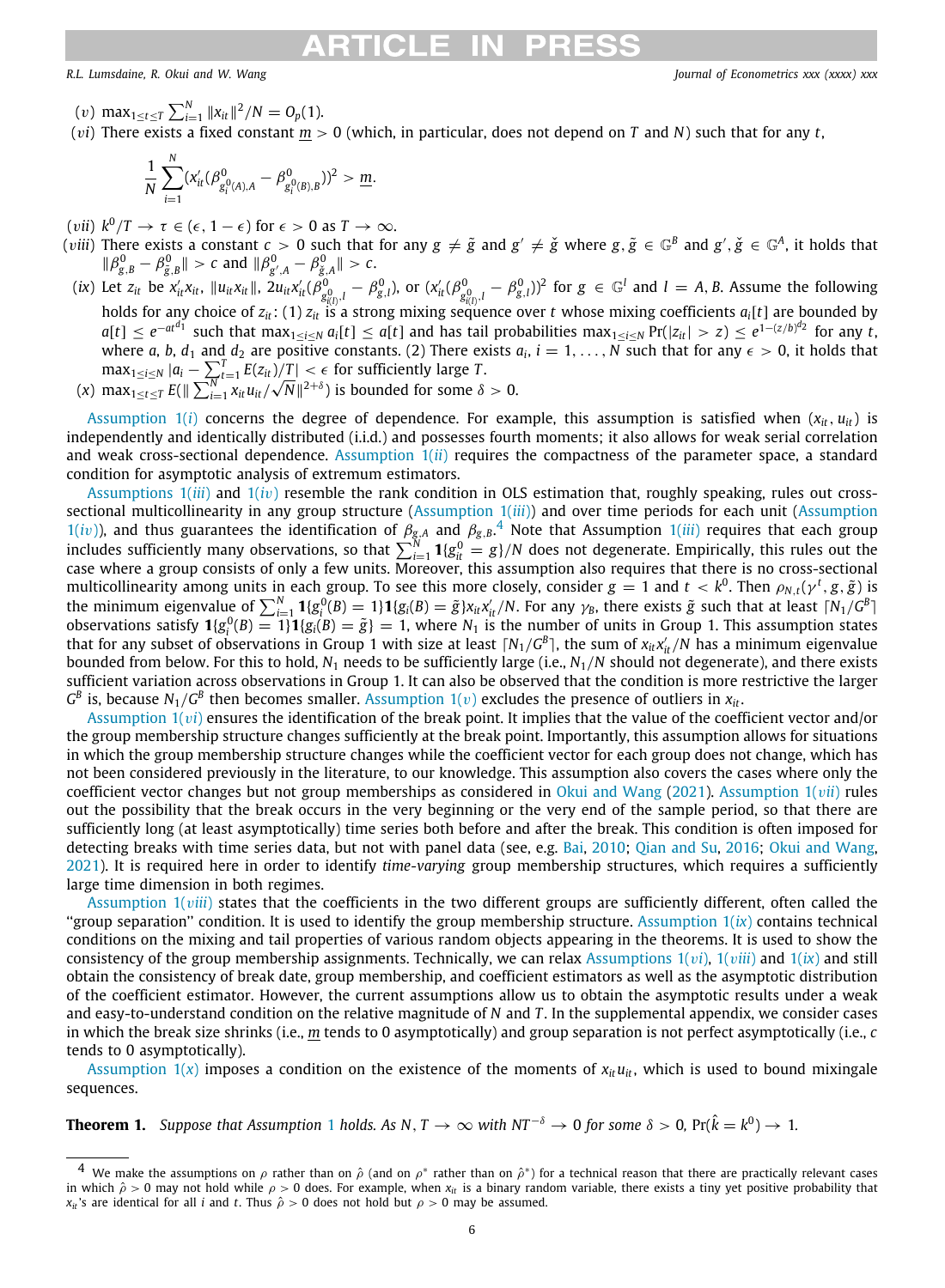(*v*) $\max_{1\le t\le T} \sum_{i=1}^{N} \|x_{it}\|^2/N = O_p(1)$.

(*vi*) There exists a fixed constant $\underline{m} > 0$ (which, in particular, does not depend on $T$ and $N$) such that for any $t$,

$$\frac{1}{N}\sum_{i=1}^{N}(x_{it}'(\beta^0_{g_i^0(A),A} - \beta^0_{g_i^0(B),B}))^2 > \underline{m}.$$

(*vii*) $k^0/T \to \tau \in (\epsilon, 1-\epsilon)$ for $\epsilon > 0$ as $T \to \infty$.

(*viii*) There exists a constant $c > 0$ such that for any $g \ne \tilde{g}$ and $g' \ne \check{g}$ where $g, \tilde{g} \in \mathbb{G}^B$ and $g', \check{g} \in \mathbb{G}^A$, it holds that $\|\beta^0_{g,B} - \beta^0_{\tilde{g},B}\| > c$ and $\|\beta^0_{g',A} - \beta^0_{\check{g},A}\| > c$.

(*ix*) Let $z_{it}$ be $x_{it}'x_{it}$, $\|u_{it}x_{it}\|$, $2u_{it}x_{it}'(\beta^0_{g^0_{i(l)},l} - \beta^0_{g,l})$, or $(x_{it}'(\beta^0_{g^0_{i(l)},l} - \beta^0_{g,l}))^2$ for $g \in \mathbb{G}^l$ and $l = A, B$. Assume the following holds for any choice of $z_{it}$: (1) $z_{it}$ is a strong mixing sequence over $t$ whose mixing coefficients $a_i[t]$ are bounded by $a[t] \le e^{-at^{d_1}}$ such that $\max_{1\le i\le N} a_i[t] \le a[t]$ and has tail probabilities $\max_{1\le i\le N} \Pr(|z_{it}| > z) \le e^{1-(z/b)^{d_2}}$ for any $t$, where $a$, $b$, $d_1$ and $d_2$ are positive constants. (2) There exists $a_i$, $i = 1,\ldots,N$ such that for any $\epsilon > 0$, it holds that $\max_{1\le i\le N}|a_i - \sum_{t=1}^{T} E(z_{it})/T| < \epsilon$ for sufficiently large $T$.

(*x*) $\max_{1\le t\le T} E(\|\sum_{i=1}^{N} x_{it}u_{it}/\sqrt{N}\|^{2+\delta})$ is bounded for some $\delta > 0$.

Assumption 1(*i*) concerns the degree of dependence. For example, this assumption is satisfied when $(x_{it}, u_{it})$ is independently and identically distributed (i.i.d.) and possesses fourth moments; it also allows for weak serial correlation and weak cross-sectional dependence. Assumption 1(*ii*) requires the compactness of the parameter space, a standard condition for asymptotic analysis of extremum estimators.

Assumptions 1(*iii*) and 1(*iv*) resemble the rank condition in OLS estimation that, roughly speaking, rules out cross-sectional multicollinearity in any group structure (Assumption 1(*iii*)) and over time periods for each unit (Assumption 1(*iv*)), and thus guarantees the identification of $\beta_{g,A}$ and $\beta_{g,B}$.[4] Note that Assumption 1(*iii*) requires that each group includes sufficiently many observations, so that $\sum_{i=1}^{N}\mathbf{1}\{g^0_{it} = g\}/N$ does not degenerate. Empirically, this rules out the case where a group consists of only a few units. Moreover, this assumption also requires that there is no cross-sectional multicollinearity among units in each group. To see this more closely, consider $g = 1$ and $t < k^0$. Then $\rho_{N,t}(\gamma^t, g, \tilde{g})$ is the minimum eigenvalue of $\sum_{i=1}^{N}\mathbf{1}\{g^0_i(B) = 1\}\mathbf{1}\{g_i(B) = \tilde{g}\}x_{it}x_{it}'/N$. For any $\gamma_B$, there exists $\tilde{g}$ such that at least $\lceil N_1/G^B\rceil$ observations satisfy $\mathbf{1}\{g^0_i(B) = 1\}\mathbf{1}\{g_i(B) = \tilde{g}\} = 1$, where $N_1$ is the number of units in Group 1. This assumption states that for any subset of observations in Group 1 with size at least $\lceil N_1/G^B\rceil$, the sum of $x_{it}x_{it}'/N$ has a minimum eigenvalue bounded from below. For this to hold, $N_1$ needs to be sufficiently large (i.e., $N_1/N$ should not degenerate), and there exists sufficient variation across observations in Group 1. It can also be observed that the condition is more restrictive the larger $G^B$ is, because $N_1/G^B$ then becomes smaller. Assumption 1(*v*) excludes the presence of outliers in $x_{it}$.

Assumption 1(*vi*) ensures the identification of the break point. It implies that the value of the coefficient vector and/or the group membership structure changes sufficiently at the break point. Importantly, this assumption allows for situations in which the group membership structure changes while the coefficient vector for each group does not change, which has not been considered previously in the literature, to our knowledge. This assumption also covers the cases where only the coefficient vector changes but not group memberships as considered in Okui and Wang (2021). Assumption 1(*vii*) rules out the possibility that the break occurs in the very beginning or the very end of the sample period, so that there are sufficiently long (at least asymptotically) time series both before and after the break. This condition is often imposed for detecting breaks with time series data, but not with panel data (see, e.g. Bai, 2010; Qian and Su, 2016; Okui and Wang, 2021). It is required here in order to identify *time-varying* group membership structures, which requires a sufficiently large time dimension in both regimes.

Assumption 1(*viii*) states that the coefficients in the two different groups are sufficiently different, often called the "group separation" condition. It is used to identify the group membership structure. Assumption 1(*ix*) contains technical conditions on the mixing and tail properties of various random objects appearing in the theorems. It is used to show the consistency of the group membership assignments. Technically, we can relax Assumptions 1(*vi*), 1(*viii*) and 1(*ix*) and still obtain the consistency of break date, group membership, and coefficient estimators as well as the asymptotic distribution of the coefficient estimator. However, the current assumptions allow us to obtain the asymptotic results under a weak and easy-to-understand condition on the relative magnitude of $N$ and $T$. In the supplemental appendix, we consider cases in which the break size shrinks (i.e., $\underline{m}$ tends to 0 asymptotically) and group separation is not perfect asymptotically (i.e., $c$ tends to 0 asymptotically).

Assumption 1(*x*) imposes a condition on the existence of the moments of $x_{it}u_{it}$, which is used to bound mixingale sequences.

**Theorem 1.** *Suppose that Assumption 1 holds. As $N, T \to \infty$ with $NT^{-\delta} \to 0$ for some $\delta > 0$, $\Pr(\hat{k} = k^0) \to 1$.*

---

[4] We make the assumptions on $\rho$ rather than on $\hat{\rho}$ (and on $\rho^*$ rather than $\hat{\rho}^*$) for a technical reason that there are practically relevant cases in which $\hat{\rho} > 0$ may not hold while $\rho > 0$ does. For example, when $x_{it}$ is a binary random variable, there exists a tiny yet positive probability that $x_{it}$'s are identical for all $i$ and $t$. Thus $\hat{\rho} > 0$ does not hold but $\rho > 0$ may be assumed.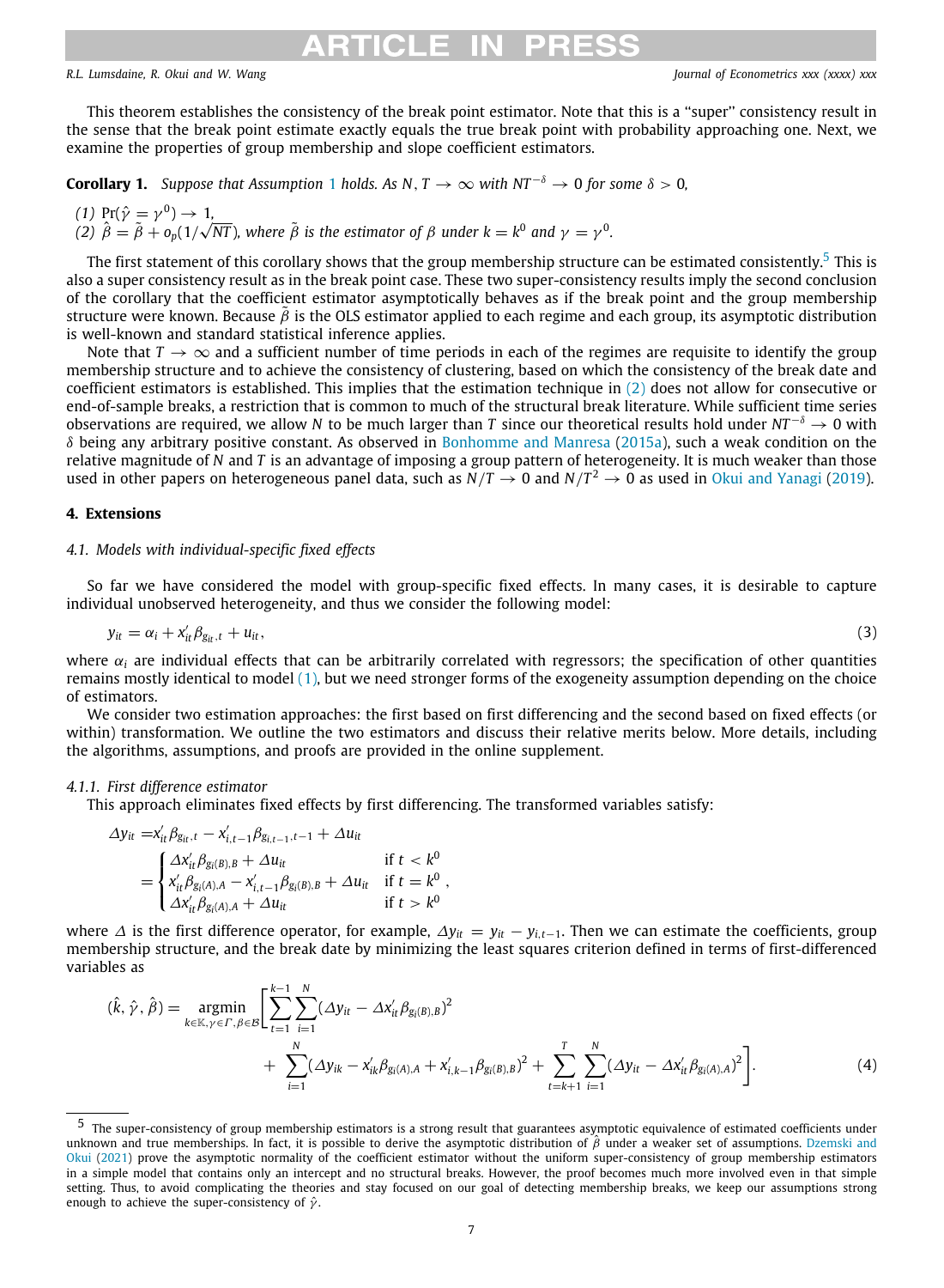This theorem establishes the consistency of the break point estimator. Note that this is a "super" consistency result in the sense that the break point estimate exactly equals the true break point with probability approaching one. Next, we examine the properties of group membership and slope coefficient estimators.

**Corollary 1.** *Suppose that Assumption 1 holds. As $N, T \to \infty$ with $NT^{-\delta} \to 0$ for some $\delta > 0$,*

*(1) $\Pr(\hat{\gamma} = \gamma^0) \to 1$,*
*(2) $\hat{\beta} = \tilde{\beta} + o_p(1/\sqrt{NT})$, where $\tilde{\beta}$ is the estimator of $\beta$ under $k = k^0$ and $\gamma = \gamma^0$.*

The first statement of this corollary shows that the group membership structure can be estimated consistently.[5] This is also a super consistency result as in the break point case. These two super-consistency results imply the second conclusion of the corollary that the coefficient estimator asymptotically behaves as if the break point and the group membership structure were known. Because $\tilde{\beta}$ is the OLS estimator applied to each regime and each group, its asymptotic distribution is well-known and standard statistical inference applies.

Note that $T \to \infty$ and a sufficient number of time periods in each of the regimes are requisite to identify the group membership structure and to achieve the consistency of clustering, based on which the consistency of the break date and coefficient estimators is established. This implies that the estimation technique in (2) does not allow for consecutive or end-of-sample breaks, a restriction that is common to much of the structural break literature. While sufficient time series observations are required, we allow $N$ to be much larger than $T$ since our theoretical results hold under $NT^{-\delta} \to 0$ with $\delta$ being any arbitrary positive constant. As observed in Bonhomme and Manresa (2015a), such a weak condition on the relative magnitude of $N$ and $T$ is an advantage of imposing a group pattern of heterogeneity. It is much weaker than those used in other papers on heterogeneous panel data, such as $N/T \to 0$ and $N/T^2 \to 0$ as used in Okui and Yanagi (2019).

## 4. Extensions

### 4.1. Models with individual-specific fixed effects

So far we have considered the model with group-specific fixed effects. In many cases, it is desirable to capture individual unobserved heterogeneity, and thus we consider the following model:

$$y_{it} = \alpha_i + x_{it}'\beta_{g_{it},t} + u_{it}, \tag{3}$$

where $\alpha_i$ are individual effects that can be arbitrarily correlated with regressors; the specification of other quantities remains mostly identical to model (1), but we need stronger forms of the exogeneity assumption depending on the choice of estimators.

We consider two estimation approaches: the first based on first differencing and the second based on fixed effects (or within) transformation. We outline the two estimators and discuss their relative merits below. More details, including the algorithms, assumptions, and proofs are provided in the online supplement.

#### 4.1.1. First difference estimator

This approach eliminates fixed effects by first differencing. The transformed variables satisfy:

$$\begin{aligned}
\Delta y_{it} &= x_{it}'\beta_{g_{it},t} - x_{i,t-1}'\beta_{g_{i,t-1},t-1} + \Delta u_{it} \\
&= \begin{cases} \Delta x_{it}'\beta_{g_i(B),B} + \Delta u_{it} & \text{if } t < k^0 \\ x_{it}'\beta_{g_i(A),A} - x_{i,t-1}'\beta_{g_i(B),B} + \Delta u_{it} & \text{if } t = k^0 \\ \Delta x_{it}'\beta_{g_i(A),A} + \Delta u_{it} & \text{if } t > k^0 \end{cases},
\end{aligned}$$

where $\Delta$ is the first difference operator, for example, $\Delta y_{it} = y_{it} - y_{i,t-1}$. Then we can estimate the coefficients, group membership structure, and the break date by minimizing the least squares criterion defined in terms of first-differenced variables as

$$\begin{aligned}
(\hat{k}, \hat{\gamma}, \hat{\beta}) = \underset{k \in \mathbb{K}, \gamma \in \Gamma, \beta \in \mathcal{B}}{\operatorname{argmin}} \Bigg[ & \sum_{t=1}^{k-1} \sum_{i=1}^{N} (\Delta y_{it} - \Delta x_{it}'\beta_{g_i(B),B})^2 \\
& + \sum_{i=1}^{N} (\Delta y_{ik} - x_{ik}'\beta_{g_i(A),A} + x_{i,k-1}'\beta_{g_i(B),B})^2 + \sum_{t=k+1}^{T} \sum_{i=1}^{N} (\Delta y_{it} - \Delta x_{it}'\beta_{g_i(A),A})^2 \Bigg].
\end{aligned} \tag{4}$$

[5] The super-consistency of group membership estimators is a strong result that guarantees asymptotic equivalence of estimated coefficients under unknown and true memberships. In fact, it is possible to derive the asymptotic distribution of $\hat{\beta}$ under a weaker set of assumptions. Dzemski and Okui (2021) prove the asymptotic normality of the coefficient estimator without the uniform super-consistency of group membership estimators in a simple model that contains only an intercept and no structural breaks. However, the proof becomes much more involved even in that simple setting. Thus, to avoid complicating the theories and stay focused on our goal of detecting membership breaks, we keep our assumptions strong enough to achieve the super-consistency of $\hat{\gamma}$.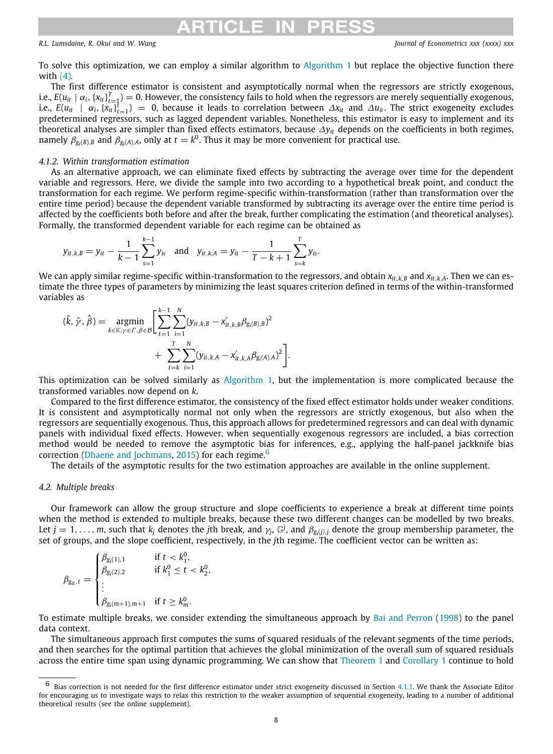To solve this optimization, we can employ a similar algorithm to Algorithm 1 but replace the objective function there with (4).

The first difference estimator is consistent and asymptotically normal when the regressors are strictly exogenous, i.e., $E(u_{it} \mid \alpha_i, \{x_{it}\}_{t=1}^{T}) = 0$. However, the consistency fails to hold when the regressors are merely sequentially exogenous, i.e., $E(u_{it} \mid \alpha_i, \{x_{it}\}_{t=1}^{t}) = 0$, because it leads to correlation between $\Delta x_{it}$ and $\Delta u_{it}$. The strict exogeneity excludes predetermined regressors, such as lagged dependent variables. Nonetheless, this estimator is easy to implement and its theoretical analyses are simpler than fixed effects estimators, because $\Delta y_{it}$ depends on the coefficients in both regimes, namely $\beta_{g_i(B),B}$ and $\beta_{g_i(A),A}$, only at $t = k^0$. Thus it may be more convenient for practical use.

#### 4.1.2. Within transformation estimation

As an alternative approach, we can eliminate fixed effects by subtracting the average over time for the dependent variable and regressors. Here, we divide the sample into two according to a hypothetical break point, and conduct the transformation for each regime. We perform regime-specific within-transformation (rather than transformation over the entire time period) because the dependent variable transformed by subtracting its average over the entire time period is affected by the coefficients both before and after the break, further complicating the estimation (and theoretical analyses). Formally, the transformed dependent variable for each regime can be obtained as

$$y_{it,k,B} = y_{it} - \frac{1}{k-1}\sum_{s=1}^{k-1} y_{is} \quad \text{and} \quad y_{it,k,A} = y_{it} - \frac{1}{T-k+1}\sum_{s=k}^{T} y_{is}.$$

We can apply similar regime-specific within-transformation to the regressors, and obtain $x_{it,k,B}$ and $x_{it,k,A}$. Then we can estimate the three types of parameters by minimizing the least squares criterion defined in terms of the within-transformed variables as

$$(\hat{k}, \hat{\gamma}, \hat{\beta}) = \underset{k\in\mathbb{K},\gamma\in\Gamma,\beta\in\mathcal{B}}{\operatorname{argmin}} \left[ \sum_{t=1}^{k-1}\sum_{i=1}^{N} (y_{it,k,B} - x'_{it,k,B}\beta_{g_i(B),B})^2 + \sum_{t=k}^{T}\sum_{i=1}^{N} (y_{it,k,A} - x'_{it,k,A}\beta_{g_i(A),A})^2 \right].$$

This optimization can be solved similarly as Algorithm 1, but the implementation is more complicated because the transformed variables now depend on $k$.

Compared to the first difference estimator, the consistency of the fixed effect estimator holds under weaker conditions. It is consistent and asymptotically normal not only when the regressors are strictly exogenous, but also when the regressors are sequentially exogenous. Thus, this approach allows for predetermined regressors and can deal with dynamic panels with individual fixed effects. However, when sequentially exogenous regressors are included, a bias correction method would be needed to remove the asymptotic bias for inferences, e.g., applying the half-panel jackknife bias correction (Dhaene and Jochmans, 2015) for each regime.[6]

The details of the asymptotic results for the two estimation approaches are available in the online supplement.

### 4.2. Multiple breaks

Our framework can allow the group structure and slope coefficients to experience a break at different time points when the method is extended to multiple breaks, because these two different changes can be modelled by two breaks. Let $j = 1, \ldots, m$, such that $k_j$ denotes the $j$th break, and $\gamma_j$, $\mathbb{G}^j$, and $\beta_{g_i(j),j}$ denote the group membership parameter, the set of groups, and the slope coefficient, respectively, in the $j$th regime. The coefficient vector can be written as:

$$\beta_{g_{it},t} = \begin{cases} \beta_{g_i(1),1} & \text{if } t < k_1^0, \\ \beta_{g_i(2),2} & \text{if } k_1^0 \le t < k_2^0, \\ \vdots & \\ \beta_{g_i(m+1),m+1} & \text{if } t \ge k_m^0. \end{cases}$$

To estimate multiple breaks, we consider extending the simultaneous approach by Bai and Perron (1998) to the panel data context.

The simultaneous approach first computes the sums of squared residuals of the relevant segments of the time periods, and then searches for the optimal partition that achieves the global minimization of the overall sum of squared residuals across the entire time span using dynamic programming. We can show that Theorem 1 and Corollary 1 continue to hold

[6] Bias correction is not needed for the first difference estimator under strict exogeneity discussed in Section 4.1.1. We thank the Associate Editor for encouraging us to investigate ways to relax this restriction to the weaker assumption of sequential exogeneity, leading to a number of additional theoretical results (see the online supplement).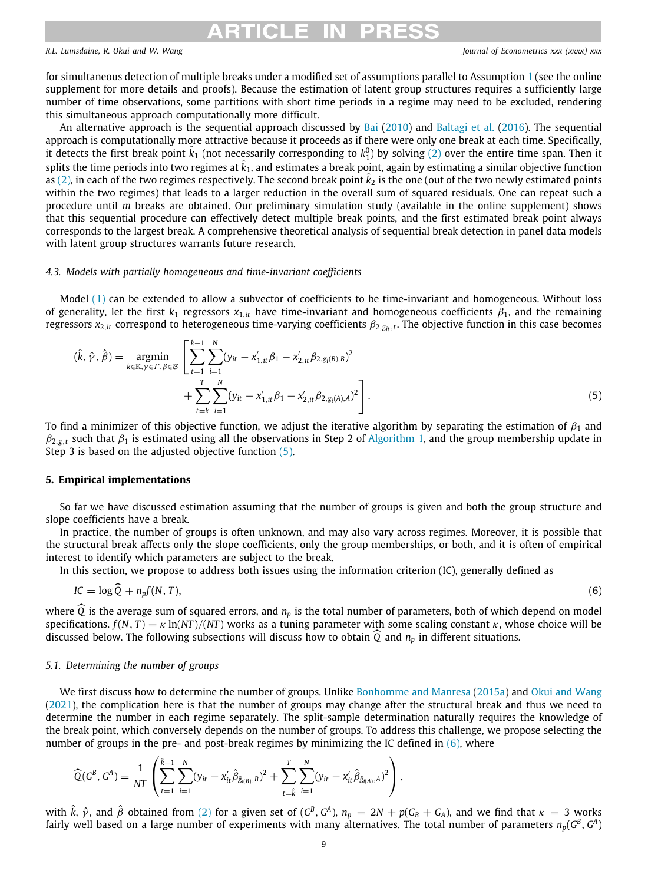for simultaneous detection of multiple breaks under a modified set of assumptions parallel to Assumption 1 (see the online supplement for more details and proofs). Because the estimation of latent group structures requires a sufficiently large number of time observations, some partitions with short time periods in a regime may need to be excluded, rendering this simultaneous approach computationally more difficult.

An alternative approach is the sequential approach discussed by Bai (2010) and Baltagi et al. (2016). The sequential approach is computationally more attractive because it proceeds as if there were only one break at each time. Specifically, it detects the first break point $\hat{k}_1$ (not necessarily corresponding to $k_1^0$) by solving (2) over the entire time span. Then it splits the time periods into two regimes at $\hat{k}_1$, and estimates a break point, again by estimating a similar objective function as (2), in each of the two regimes respectively. The second break point $\hat{k}_2$ is the one (out of the two newly estimated points within the two regimes) that leads to a larger reduction in the overall sum of squared residuals. One can repeat such a procedure until $m$ breaks are obtained. Our preliminary simulation study (available in the online supplement) shows that this sequential procedure can effectively detect multiple break points, and the first estimated break point always corresponds to the largest break. A comprehensive theoretical analysis of sequential break detection in panel data models with latent group structures warrants future research.

### 4.3. Models with partially homogeneous and time-invariant coefficients

Model (1) can be extended to allow a subvector of coefficients to be time-invariant and homogeneous. Without loss of generality, let the first $k_1$ regressors $x_{1,it}$ have time-invariant and homogeneous coefficients $\beta_1$, and the remaining regressors $x_{2,it}$ correspond to heterogeneous time-varying coefficients $\beta_{2,g_{it},t}$. The objective function in this case becomes

$$(\hat{k}, \hat{\gamma}, \hat{\beta}) = \underset{k\in\mathbb{K},\gamma\in\Gamma,\beta\in\mathcal{B}}{\operatorname{argmin}} \left[ \sum_{t=1}^{k-1}\sum_{i=1}^{N}(y_{it} - x'_{1,it}\beta_1 - x'_{2,it}\beta_{2,g_i(B),B})^2 + \sum_{t=k}^{T}\sum_{i=1}^{N}(y_{it} - x'_{1,it}\beta_1 - x'_{2,it}\beta_{2,g_i(A),A})^2 \right]. \tag{5}$$

To find a minimizer of this objective function, we adjust the iterative algorithm by separating the estimation of $\beta_1$ and $\beta_{2,g,t}$ such that $\beta_1$ is estimated using all the observations in Step 2 of Algorithm 1, and the group membership update in Step 3 is based on the adjusted objective function (5).

## 5. Empirical implementations

So far we have discussed estimation assuming that the number of groups is given and both the group structure and slope coefficients have a break.

In practice, the number of groups is often unknown, and may also vary across regimes. Moreover, it is possible that the structural break affects only the slope coefficients, only the group memberships, or both, and it is often of empirical interest to identify which parameters are subject to the break.

In this section, we propose to address both issues using the information criterion (IC), generally defined as

$$IC = \log \widehat{Q} + n_p f(N, T), \tag{6}$$

where $\widehat{Q}$ is the average sum of squared errors, and $n_p$ is the total number of parameters, both of which depend on model specifications. $f(N, T) = \kappa \ln(NT)/(NT)$ works as a tuning parameter with some scaling constant $\kappa$, whose choice will be discussed below. The following subsections will discuss how to obtain $\widehat{Q}$ and $n_p$ in different situations.

### 5.1. Determining the number of groups

We first discuss how to determine the number of groups. Unlike Bonhomme and Manresa (2015a) and Okui and Wang (2021), the complication here is that the number of groups may change after the structural break and thus we need to determine the number in each regime separately. The split-sample determination naturally requires the knowledge of the break point, which conversely depends on the number of groups. To address this challenge, we propose selecting the number of groups in the pre- and post-break regimes by minimizing the IC defined in (6), where

$$\widehat{Q}(G^B, G^A) = \frac{1}{NT}\left( \sum_{t=1}^{\hat{k}-1}\sum_{i=1}^{N}(y_{it} - x'_{it}\hat{\beta}_{\hat{g}_i(B),B})^2 + \sum_{t=\hat{k}}^{T}\sum_{i=1}^{N}(y_{it} - x'_{it}\hat{\beta}_{\hat{g}_i(A),A})^2 \right),$$

with $\hat{k}$, $\hat{\gamma}$, and $\hat{\beta}$ obtained from (2) for a given set of $(G^B, G^A)$, $n_p = 2N + p(G_B + G_A)$, and we find that $\kappa = 3$ works fairly well based on a large number of experiments with many alternatives. The total number of parameters $n_p(G^B, G^A)$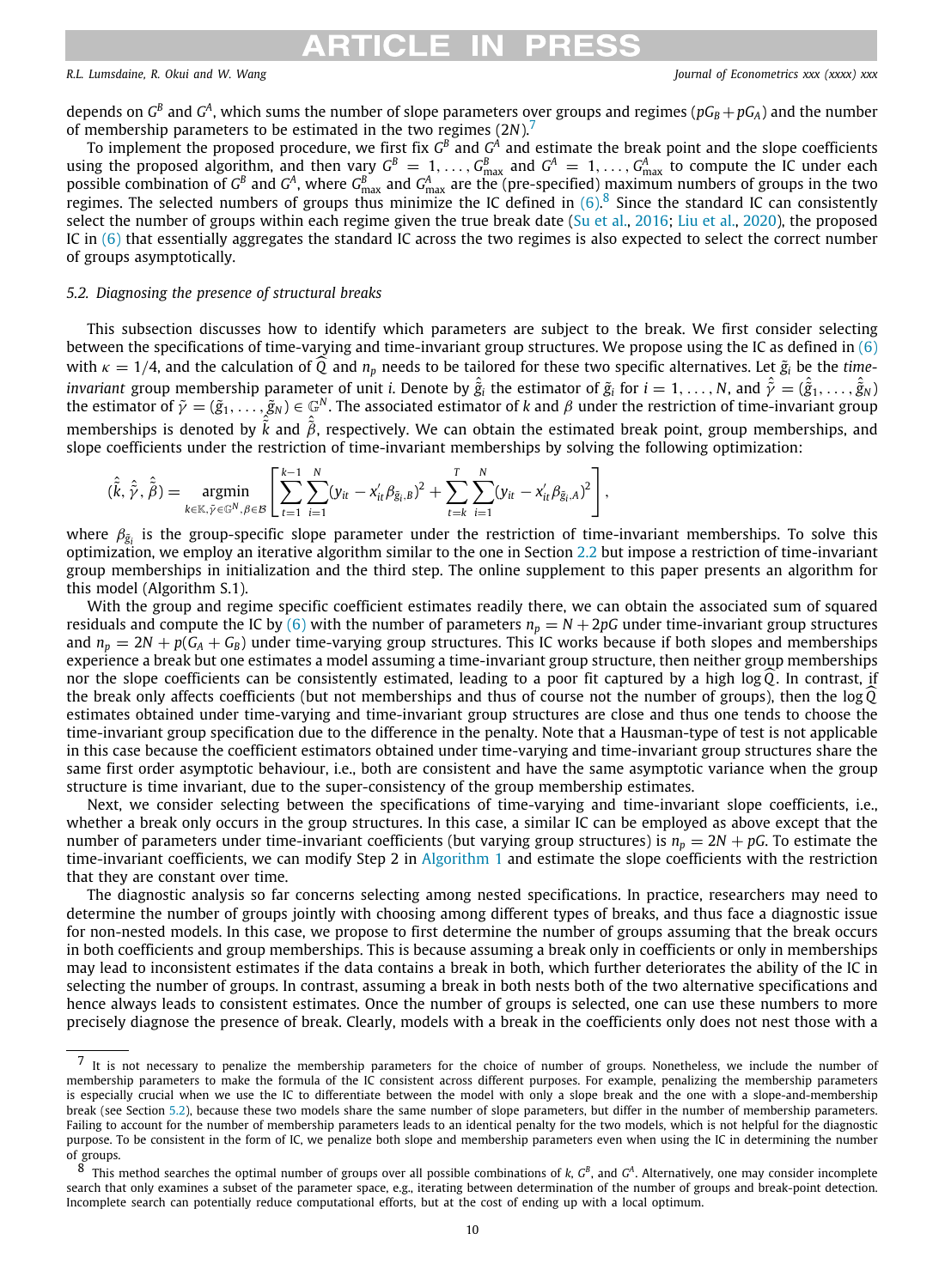depends on $G^B$ and $G^A$, which sums the number of slope parameters over groups and regimes ($pG_B + pG_A$) and the number of membership parameters to be estimated in the two regimes ($2N$).[7]

To implement the proposed procedure, we first fix $G^B$ and $G^A$ and estimate the break point and the slope coefficients using the proposed algorithm, and then vary $G^B = 1, \ldots, G^B_{\max}$ and $G^A = 1, \ldots, G^A_{\max}$ to compute the IC under each possible combination of $G^B$ and $G^A$, where $G^B_{\max}$ and $G^A_{\max}$ are the (pre-specified) maximum numbers of groups in the two regimes. The selected numbers of groups thus minimize the IC defined in (6).[8] Since the standard IC can consistently select the number of groups within each regime given the true break date (Su et al., 2016; Liu et al., 2020), the proposed IC in (6) that essentially aggregates the standard IC across the two regimes is also expected to select the correct number of groups asymptotically.

### 5.2. Diagnosing the presence of structural breaks

This subsection discusses how to identify which parameters are subject to the break. We first consider selecting between the specifications of time-varying and time-invariant group structures. We propose using the IC as defined in (6) with $\kappa = 1/4$, and the calculation of $\widehat{Q}$ and $n_p$ needs to be tailored for these two specific alternatives. Let $\tilde{g}_i$ be the *time-invariant* group membership parameter of unit $i$. Denote by $\hat{\tilde{g}}_i$ the estimator of $\tilde{g}_i$ for $i = 1, \ldots, N$, and $\hat{\tilde{\gamma}} = (\hat{\tilde{g}}_1, \ldots, \hat{\tilde{g}}_N)$ the estimator of $\tilde{\gamma} = (\tilde{g}_1, \ldots, \tilde{g}_N) \in \mathbb{G}^N$. The associated estimator of $k$ and $\beta$ under the restriction of time-invariant group memberships is denoted by $\hat{\tilde{k}}$ and $\hat{\tilde{\beta}}$, respectively. We can obtain the estimated break point, group memberships, and slope coefficients under the restriction of time-invariant memberships by solving the following optimization:

$$
(\hat{\tilde{k}}, \hat{\tilde{\gamma}}, \hat{\tilde{\beta}}) = \underset{k \in \mathbb{K}, \tilde{\gamma} \in \mathbb{G}^N, \beta \in \mathcal{B}}{\operatorname{argmin}} \left[ \sum_{t=1}^{k-1} \sum_{i=1}^{N} (y_{it} - x_{it}' \beta_{\tilde{g}_i, B})^2 + \sum_{t=k}^{T} \sum_{i=1}^{N} (y_{it} - x_{it}' \beta_{\tilde{g}_i, A})^2 \right],
$$

where $\beta_{\tilde{g}_i}$ is the group-specific slope parameter under the restriction of time-invariant memberships. To solve this optimization, we employ an iterative algorithm similar to the one in Section 2.2 but impose a restriction of time-invariant group memberships in initialization and the third step. The online supplement to this paper presents an algorithm for this model (Algorithm S.1).

With the group and regime specific coefficient estimates readily there, we can obtain the associated sum of squared residuals and compute the IC by (6) with the number of parameters $n_p = N + 2pG$ under time-invariant group structures and $n_p = 2N + p(G_A + G_B)$ under time-varying group structures. This IC works because if both slopes and memberships experience a break but one estimates a model assuming a time-invariant group structure, then neither group memberships nor the slope coefficients can be consistently estimated, leading to a poor fit captured by a high $\log \widehat{Q}$. In contrast, if the break only affects coefficients (but not memberships and thus of course not the number of groups), then the $\log \widehat{Q}$ estimates obtained under time-varying and time-invariant group structures are close and thus one tends to choose the time-invariant group specification due to the difference in the penalty. Note that a Hausman-type of test is not applicable in this case because the coefficient estimators obtained under time-varying and time-invariant group structures share the same first order asymptotic behaviour, i.e., both are consistent and have the same asymptotic variance when the group structure is time invariant, due to the super-consistency of the group membership estimates.

Next, we consider selecting between the specifications of time-varying and time-invariant slope coefficients, i.e., whether a break only occurs in the group structures. In this case, a similar IC can be employed as above except that the number of parameters under time-invariant coefficients (but varying group structures) is $n_p = 2N + pG$. To estimate the time-invariant coefficients, we can modify Step 2 in Algorithm 1 and estimate the slope coefficients with the restriction that they are constant over time.

The diagnostic analysis so far concerns selecting among nested specifications. In practice, researchers may need to determine the number of groups jointly with choosing among different types of breaks, and thus face a diagnostic issue for non-nested models. In this case, we propose to first determine the number of groups assuming that the break occurs in both coefficients and group memberships. This is because assuming a break only in coefficients or only in memberships may lead to inconsistent estimates if the data contains a break in both, which further deteriorates the ability of the IC in selecting the number of groups. In contrast, assuming a break in both nests both of the two alternative specifications and hence always leads to consistent estimates. Once the number of groups is selected, one can use these numbers to more precisely diagnose the presence of break. Clearly, models with a break in the coefficients only does not nest those with a

---

[7] It is not necessary to penalize the membership parameters for the choice of number of groups. Nonetheless, we include the number of membership parameters to make the formula of the IC consistent across different purposes. For example, penalizing the membership parameters is especially crucial when we use the IC to differentiate between the model with only a slope break and the one with a slope-and-membership break (see Section 5.2), because these two models share the same number of slope parameters, but differ in the number of membership parameters. Failing to account for the number of membership parameters leads to an identical penalty for the two models, which is not helpful for the diagnostic purpose. To be consistent in the form of IC, we penalize both slope and membership parameters even when using the IC in determining the number of groups.

[8] This method searches the optimal number of groups over all possible combinations of $k$, $G^B$, and $G^A$. Alternatively, one may consider incomplete search that only examines a subset of the parameter space, e.g., iterating between determination of the number of groups and break-point detection. Incomplete search can potentially reduce computational efforts, but at the cost of ending up with a local optimum.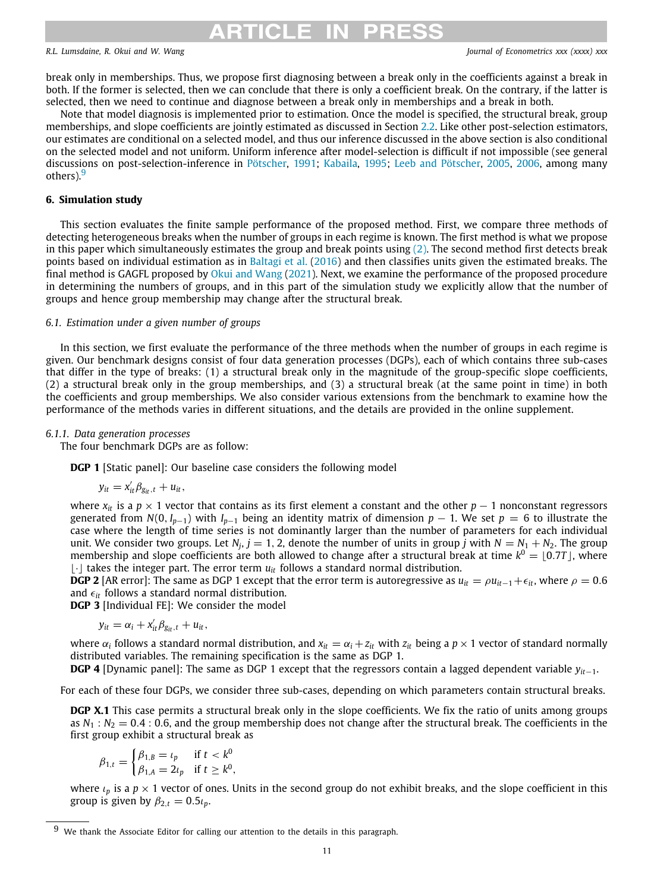break only in memberships. Thus, we propose first diagnosing between a break only in the coefficients against a break in both. If the former is selected, then we can conclude that there is only a coefficient break. On the contrary, if the latter is selected, then we need to continue and diagnose between a break only in memberships and a break in both.

Note that model diagnosis is implemented prior to estimation. Once the model is specified, the structural break, group memberships, and slope coefficients are jointly estimated as discussed in Section 2.2. Like other post-selection estimators, our estimates are conditional on a selected model, and thus our inference discussed in the above section is also conditional on the selected model and not uniform. Uniform inference after model-selection is difficult if not impossible (see general discussions on post-selection-inference in Pötscher, 1991; Kabaila, 1995; Leeb and Pötscher, 2005, 2006, among many others).[9]

## 6. Simulation study

This section evaluates the finite sample performance of the proposed method. First, we compare three methods of detecting heterogeneous breaks when the number of groups in each regime is known. The first method is what we propose in this paper which simultaneously estimates the group and break points using (2). The second method first detects break points based on individual estimation as in Baltagi et al. (2016) and then classifies units given the estimated breaks. The final method is GAGFL proposed by Okui and Wang (2021). Next, we examine the performance of the proposed procedure in determining the numbers of groups, and in this part of the simulation study we explicitly allow that the number of groups and hence group membership may change after the structural break.

### 6.1. Estimation under a given number of groups

In this section, we first evaluate the performance of the three methods when the number of groups in each regime is given. Our benchmark designs consist of four data generation processes (DGPs), each of which contains three sub-cases that differ in the type of breaks: (1) a structural break only in the magnitude of the group-specific slope coefficients, (2) a structural break only in the group memberships, and (3) a structural break (at the same point in time) in both the coefficients and group memberships. We also consider various extensions from the benchmark to examine how the performance of the methods varies in different situations, and the details are provided in the online supplement.

#### 6.1.1. Data generation processes

The four benchmark DGPs are as follow:

**DGP 1** [Static panel]: Our baseline case considers the following model

$$y_{it} = x_{it}'\beta_{g_{it},t} + u_{it},$$

where $x_{it}$ is a $p \times 1$ vector that contains as its first element a constant and the other $p-1$ nonconstant regressors generated from $N(0, I_{p-1})$ with $I_{p-1}$ being an identity matrix of dimension $p-1$. We set $p = 6$ to illustrate the case where the length of time series is not dominantly larger than the number of parameters for each individual unit. We consider two groups. Let $N_j$, $j = 1, 2$, denote the number of units in group $j$ with $N = N_1 + N_2$. The group membership and slope coefficients are both allowed to change after a structural break at time $k^0 = \lfloor 0.7T \rfloor$, where $\lfloor \cdot \rfloor$ takes the integer part. The error term $u_{it}$ follows a standard normal distribution.

**DGP 2** [AR error]: The same as DGP 1 except that the error term is autoregressive as $u_{it} = \rho u_{it-1} + \epsilon_{it}$, where $\rho = 0.6$ and $\epsilon_{it}$ follows a standard normal distribution.

**DGP 3** [Individual FE]: We consider the model

$$y_{it} = \alpha_i + x_{it}'\beta_{g_{it},t} + u_{it},$$

where $\alpha_i$ follows a standard normal distribution, and $x_{it} = \alpha_i + z_{it}$ with $z_{it}$ being a $p \times 1$ vector of standard normally distributed variables. The remaining specification is the same as DGP 1.

**DGP 4** [Dynamic panel]: The same as DGP 1 except that the regressors contain a lagged dependent variable $y_{it-1}$.

For each of these four DGPs, we consider three sub-cases, depending on which parameters contain structural breaks.

**DGP X.1** This case permits a structural break only in the slope coefficients. We fix the ratio of units among groups as $N_1 : N_2 = 0.4 : 0.6$, and the group membership does not change after the structural break. The coefficients in the first group exhibit a structural break as

$$\beta_{1,t} = \begin{cases} \beta_{1,B} = \iota_p & \text{if } t < k^0 \\ \beta_{1,A} = 2\iota_p & \text{if } t \geq k^0, \end{cases}$$

where $\iota_p$ is a $p \times 1$ vector of ones. Units in the second group do not exhibit breaks, and the slope coefficient in this group is given by $\beta_{2,t} = 0.5\iota_p$.

[9] We thank the Associate Editor for calling our attention to the details in this paragraph.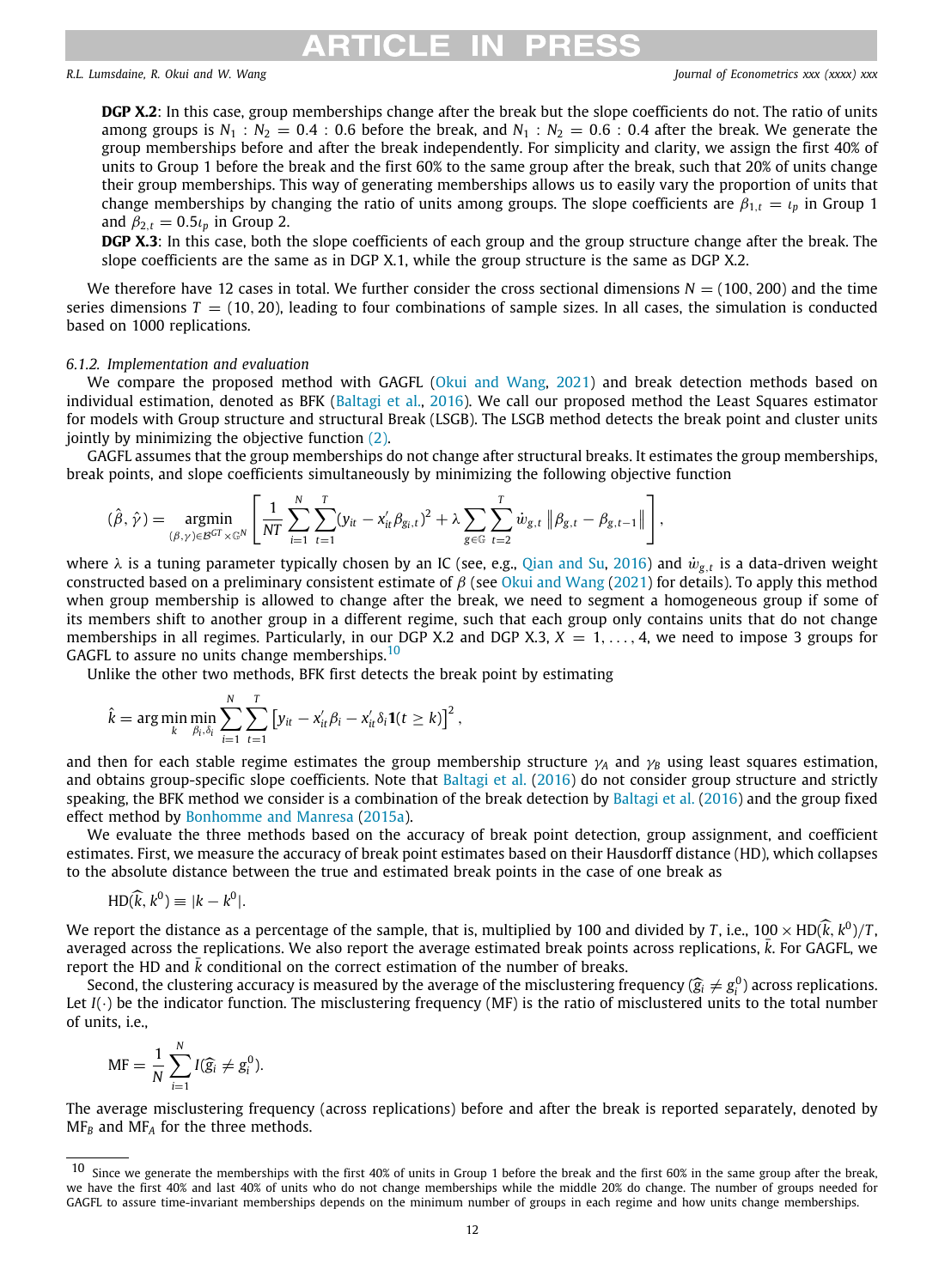**DGP X.2**: In this case, group memberships change after the break but the slope coefficients do not. The ratio of units among groups is $N_1 : N_2 = 0.4 : 0.6$ before the break, and $N_1 : N_2 = 0.6 : 0.4$ after the break. We generate the group memberships before and after the break independently. For simplicity and clarity, we assign the first 40% of units to Group 1 before the break and the first 60% to the same group after the break, such that 20% of units change their group memberships. This way of generating memberships allows us to easily vary the proportion of units that change memberships by changing the ratio of units among groups. The slope coefficients are $\beta_{1,t} = \iota_p$ in Group 1 and $\beta_{2,t} = 0.5\iota_p$ in Group 2.

**DGP X.3**: In this case, both the slope coefficients of each group and the group structure change after the break. The slope coefficients are the same as in DGP X.1, while the group structure is the same as DGP X.2.

We therefore have 12 cases in total. We further consider the cross sectional dimensions $N = (100, 200)$ and the time series dimensions $T = (10, 20)$, leading to four combinations of sample sizes. In all cases, the simulation is conducted based on 1000 replications.

#### 6.1.2. Implementation and evaluation

We compare the proposed method with GAGFL (Okui and Wang, 2021) and break detection methods based on individual estimation, denoted as BFK (Baltagi et al., 2016). We call our proposed method the Least Squares estimator for models with Group structure and structural Break (LSGB). The LSGB method detects the break point and cluster units jointly by minimizing the objective function (2).

GAGFL assumes that the group memberships do not change after structural breaks. It estimates the group memberships, break points, and slope coefficients simultaneously by minimizing the following objective function

$$(\hat{\beta}, \hat{\gamma}) = \underset{(\beta,\gamma)\in\mathcal{B}^{GT}\times\mathbb{G}^N}{\operatorname{argmin}} \left[ \frac{1}{NT} \sum_{i=1}^{N} \sum_{t=1}^{T} (y_{it} - x_{it}'\beta_{g_i,t})^2 + \lambda \sum_{g\in\mathbb{G}} \sum_{t=2}^{T} \dot{w}_{g,t} \left\| \beta_{g,t} - \beta_{g,t-1} \right\| \right],$$

where $\lambda$ is a tuning parameter typically chosen by an IC (see, e.g., Qian and Su, 2016) and $\dot{w}_{g,t}$ is a data-driven weight constructed based on a preliminary consistent estimate of $\beta$ (see Okui and Wang (2021) for details). To apply this method when group membership is allowed to change after the break, we need to segment a homogeneous group if some of its members shift to another group in a different regime, such that each group only contains units that do not change memberships in all regimes. Particularly, in our DGP X.2 and DGP X.3, $X = 1, \ldots, 4$, we need to impose 3 groups for GAGFL to assure no units change memberships.[10]

Unlike the other two methods, BFK first detects the break point by estimating

$$\hat{k} = \arg\min_{k} \min_{\beta_i,\delta_i} \sum_{i=1}^{N} \sum_{t=1}^{T} \left[ y_{it} - x_{it}'\beta_i - x_{it}'\delta_i \mathbf{1}(t \geq k) \right]^2,$$

and then for each stable regime estimates the group membership structure $\gamma_A$ and $\gamma_B$ using least squares estimation, and obtains group-specific slope coefficients. Note that Baltagi et al. (2016) do not consider group structure and strictly speaking, the BFK method we consider is a combination of the break detection by Baltagi et al. (2016) and the group fixed effect method by Bonhomme and Manresa (2015a).

We evaluate the three methods based on the accuracy of break point detection, group assignment, and coefficient estimates. First, we measure the accuracy of break point estimates based on their Hausdorff distance (HD), which collapses to the absolute distance between the true and estimated break points in the case of one break as

$$\mathrm{HD}(\widehat{k}, k^0) \equiv |k - k^0|.$$

We report the distance as a percentage of the sample, that is, multiplied by 100 and divided by $T$, i.e., $100 \times \mathrm{HD}(\widehat{k}, k^0)/T$, averaged across the replications. We also report the average estimated break points across replications, $\bar{k}$. For GAGFL, we report the HD and $\bar{k}$ conditional on the correct estimation of the number of breaks.

Second, the clustering accuracy is measured by the average of the misclustering frequency ($\widehat{g}_i \neq g_i^0$) across replications. Let $I(\cdot)$ be the indicator function. The misclustering frequency (MF) is the ratio of misclustered units to the total number of units, i.e.,

$$\mathrm{MF} = \frac{1}{N} \sum_{i=1}^{N} I(\widehat{g}_i \neq g_i^0).$$

The average misclustering frequency (across replications) before and after the break is reported separately, denoted by $\mathrm{MF}_B$ and $\mathrm{MF}_A$ for the three methods.

[10] Since we generate the memberships with the first 40% of units in Group 1 before the break and the first 60% in the same group after the break, we have the first 40% and last 40% of units who do not change memberships while the middle 20% do change. The number of groups needed for GAGFL to assure time-invariant memberships depends on the minimum number of groups in each regime and how units change memberships.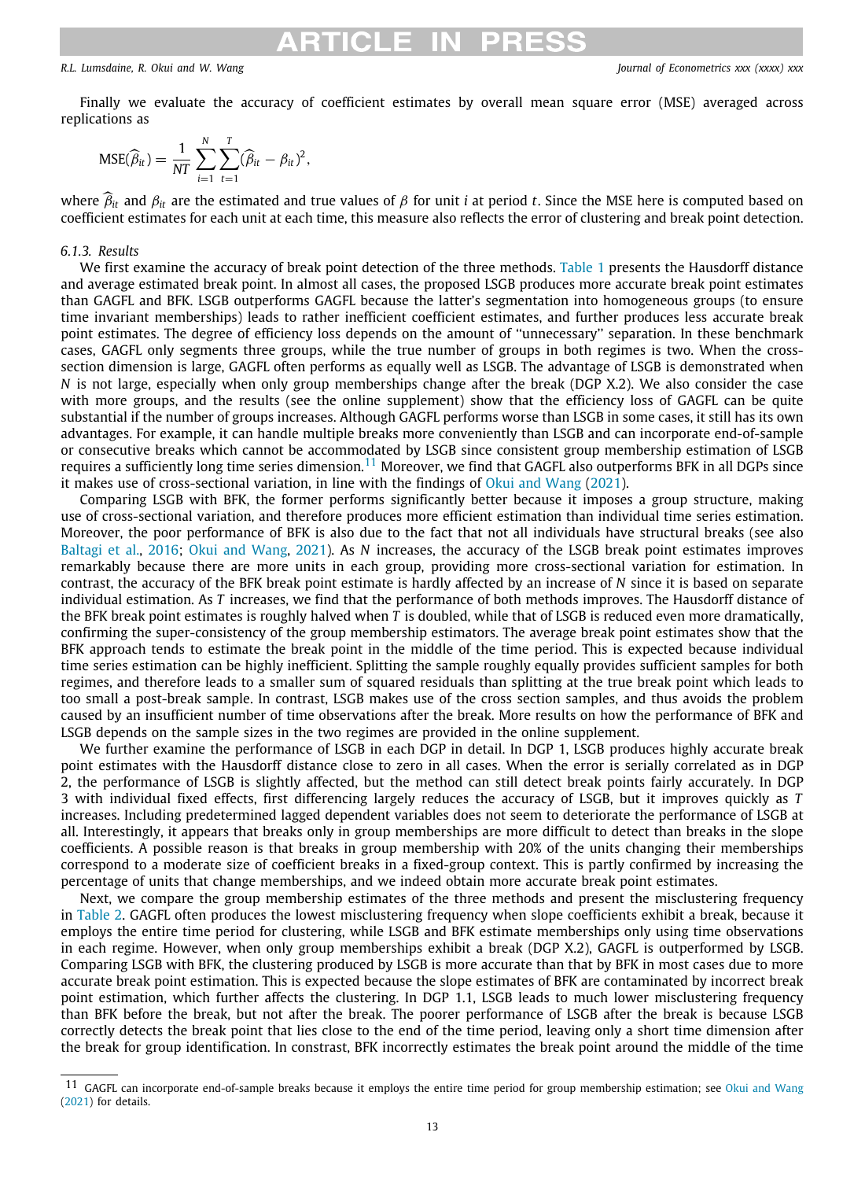Finally we evaluate the accuracy of coefficient estimates by overall mean square error (MSE) averaged across replications as

$$\mathrm{MSE}(\widehat{\beta}_{it}) = \frac{1}{NT}\sum_{i=1}^{N}\sum_{t=1}^{T}(\widehat{\beta}_{it} - \beta_{it})^2,$$

where $\widehat{\beta}_{it}$ and $\beta_{it}$ are the estimated and true values of $\beta$ for unit $i$ at period $t$. Since the MSE here is computed based on coefficient estimates for each unit at each time, this measure also reflects the error of clustering and break point detection.

### 6.1.3. Results

We first examine the accuracy of break point detection of the three methods. Table 1 presents the Hausdorff distance and average estimated break point. In almost all cases, the proposed LSGB produces more accurate break point estimates than GAGFL and BFK. LSGB outperforms GAGFL because the latter's segmentation into homogeneous groups (to ensure time invariant memberships) leads to rather inefficient coefficient estimates, and further produces less accurate break point estimates. The degree of efficiency loss depends on the amount of "unnecessary" separation. In these benchmark cases, GAGFL only segments three groups, while the true number of groups in both regimes is two. When the cross-section dimension is large, GAGFL often performs as equally well as LSGB. The advantage of LSGB is demonstrated when $N$ is not large, especially when only group memberships change after the break (DGP X.2). We also consider the case with more groups, and the results (see the online supplement) show that the efficiency loss of GAGFL can be quite substantial if the number of groups increases. Although GAGFL performs worse than LSGB in some cases, it still has its own advantages. For example, it can handle multiple breaks more conveniently than LSGB and can incorporate end-of-sample or consecutive breaks which cannot be accommodated by LSGB since consistent group membership estimation of LSGB requires a sufficiently long time series dimension.[11] Moreover, we find that GAGFL also outperforms BFK in all DGPs since it makes use of cross-sectional variation, in line with the findings of Okui and Wang (2021).

Comparing LSGB with BFK, the former performs significantly better because it imposes a group structure, making use of cross-sectional variation, and therefore produces more efficient estimation than individual time series estimation. Moreover, the poor performance of BFK is also due to the fact that not all individuals have structural breaks (see also Baltagi et al., 2016; Okui and Wang, 2021). As $N$ increases, the accuracy of the LSGB break point estimates improves remarkably because there are more units in each group, providing more cross-sectional variation for estimation. In contrast, the accuracy of the BFK break point estimate is hardly affected by an increase of $N$ since it is based on separate individual estimation. As $T$ increases, we find that the performance of both methods improves. The Hausdorff distance of the BFK break point estimates is roughly halved when $T$ is doubled, while that of LSGB is reduced even more dramatically, confirming the super-consistency of the group membership estimators. The average break point estimates show that the BFK approach tends to estimate the break point in the middle of the time period. This is expected because individual time series estimation can be highly inefficient. Splitting the sample roughly equally provides sufficient samples for both regimes, and therefore leads to a smaller sum of squared residuals than splitting at the true break point which leads to too small a post-break sample. In contrast, LSGB makes use of the cross section samples, and thus avoids the problem caused by an insufficient number of time observations after the break. More results on how the performance of BFK and LSGB depends on the sample sizes in the two regimes are provided in the online supplement.

We further examine the performance of LSGB in each DGP in detail. In DGP 1, LSGB produces highly accurate break point estimates with the Hausdorff distance close to zero in all cases. When the error is serially correlated as in DGP 2, the performance of LSGB is slightly affected, but the method can still detect break points fairly accurately. In DGP 3 with individual fixed effects, first differencing largely reduces the accuracy of LSGB, but it improves quickly as $T$ increases. Including predetermined lagged dependent variables does not seem to deteriorate the performance of LSGB at all. Interestingly, it appears that breaks only in group memberships are more difficult to detect than breaks in the slope coefficients. A possible reason is that breaks in group membership with 20% of the units changing their memberships correspond to a moderate size of coefficient breaks in a fixed-group context. This is partly confirmed by increasing the percentage of units that change memberships, and we indeed obtain more accurate break point estimates.

Next, we compare the group membership estimates of the three methods and present the misclustering frequency in Table 2. GAGFL often produces the lowest misclustering frequency when slope coefficients exhibit a break, because it employs the entire time period for clustering, while LSGB and BFK estimate memberships only using time observations in each regime. However, when only group memberships exhibit a break (DGP X.2), GAGFL is outperformed by LSGB. Comparing LSGB with BFK, the clustering produced by LSGB is more accurate than that by BFK in most cases due to more accurate break point estimation. This is expected because the slope estimates of BFK are contaminated by incorrect break point estimation, which further affects the clustering. In DGP 1.1, LSGB leads to much lower misclustering frequency than BFK before the break, but not after the break. The poorer performance of LSGB after the break is because LSGB correctly detects the break point that lies close to the end of the time period, leaving only a short time dimension after the break for group identification. In constrast, BFK incorrectly estimates the break point around the middle of the time

[11] GAGFL can incorporate end-of-sample breaks because it employs the entire time period for group membership estimation; see Okui and Wang (2021) for details.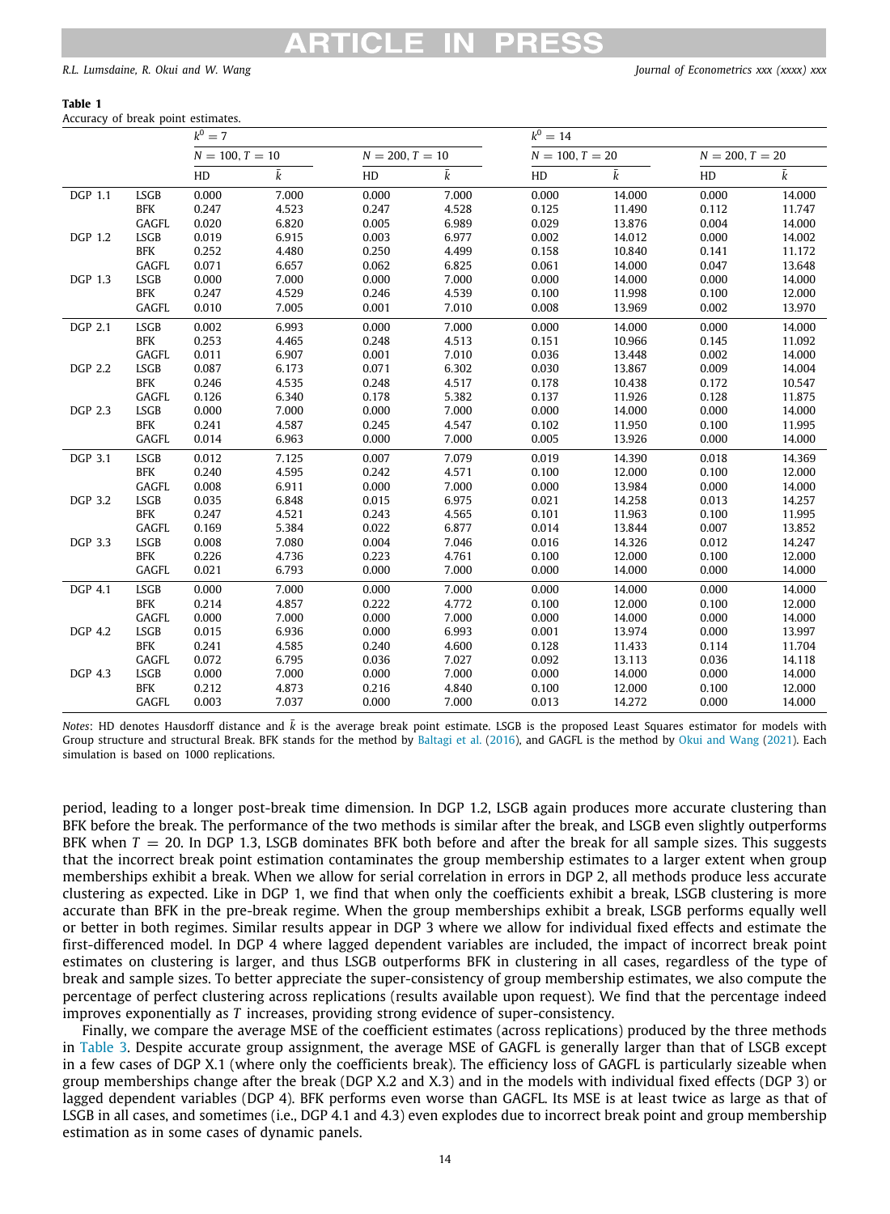**Table 1**
Accuracy of break point estimates.

| | | $k^0 = 7$ | | | | $k^0 = 14$ | | | |
|---|---|---|---|---|---|---|---|---|---|
| | | $N = 100, T = 10$ | | $N = 200, T = 10$ | | $N = 100, T = 20$ | | $N = 200, T = 20$ | |
| | | HD | $\bar{k}$ | HD | $\bar{k}$ | HD | $\bar{k}$ | HD | $\bar{k}$ |
| DGP 1.1 | LSGB | 0.000 | 7.000 | 0.000 | 7.000 | 0.000 | 14.000 | 0.000 | 14.000 |
| | BFK | 0.247 | 4.523 | 0.247 | 4.528 | 0.125 | 11.490 | 0.112 | 11.747 |
| | GAGFL | 0.020 | 6.820 | 0.005 | 6.989 | 0.029 | 13.876 | 0.004 | 14.000 |
| DGP 1.2 | LSGB | 0.019 | 6.915 | 0.003 | 6.977 | 0.002 | 14.012 | 0.000 | 14.002 |
| | BFK | 0.252 | 4.480 | 0.250 | 4.499 | 0.158 | 10.840 | 0.141 | 11.172 |
| | GAGFL | 0.071 | 6.657 | 0.062 | 6.825 | 0.061 | 14.000 | 0.047 | 13.648 |
| DGP 1.3 | LSGB | 0.000 | 7.000 | 0.000 | 7.000 | 0.000 | 14.000 | 0.000 | 14.000 |
| | BFK | 0.247 | 4.529 | 0.246 | 4.539 | 0.100 | 11.998 | 0.100 | 12.000 |
| | GAGFL | 0.010 | 7.005 | 0.001 | 7.010 | 0.008 | 13.969 | 0.002 | 13.970 |
| DGP 2.1 | LSGB | 0.002 | 6.993 | 0.000 | 7.000 | 0.000 | 14.000 | 0.000 | 14.000 |
| | BFK | 0.253 | 4.465 | 0.248 | 4.513 | 0.151 | 10.966 | 0.145 | 11.092 |
| | GAGFL | 0.011 | 6.907 | 0.001 | 7.010 | 0.036 | 13.448 | 0.002 | 14.000 |
| DGP 2.2 | LSGB | 0.087 | 6.173 | 0.071 | 6.302 | 0.030 | 13.867 | 0.009 | 14.004 |
| | BFK | 0.246 | 4.535 | 0.248 | 4.517 | 0.178 | 10.438 | 0.172 | 10.547 |
| | GAGFL | 0.126 | 6.340 | 0.178 | 5.382 | 0.137 | 11.926 | 0.128 | 11.875 |
| DGP 2.3 | LSGB | 0.000 | 7.000 | 0.000 | 7.000 | 0.000 | 14.000 | 0.000 | 14.000 |
| | BFK | 0.241 | 4.587 | 0.245 | 4.547 | 0.102 | 11.950 | 0.100 | 11.995 |
| | GAGFL | 0.014 | 6.963 | 0.000 | 7.000 | 0.005 | 13.926 | 0.000 | 14.000 |
| DGP 3.1 | LSGB | 0.012 | 7.125 | 0.007 | 7.079 | 0.019 | 14.390 | 0.018 | 14.369 |
| | BFK | 0.240 | 4.595 | 0.242 | 4.571 | 0.100 | 12.000 | 0.100 | 12.000 |
| | GAGFL | 0.008 | 6.911 | 0.000 | 7.000 | 0.000 | 13.984 | 0.000 | 14.000 |
| DGP 3.2 | LSGB | 0.035 | 6.848 | 0.015 | 6.975 | 0.021 | 14.258 | 0.013 | 14.257 |
| | BFK | 0.247 | 4.521 | 0.243 | 4.565 | 0.101 | 11.963 | 0.100 | 11.995 |
| | GAGFL | 0.169 | 5.384 | 0.022 | 6.877 | 0.014 | 13.844 | 0.007 | 13.852 |
| DGP 3.3 | LSGB | 0.008 | 7.080 | 0.004 | 7.046 | 0.016 | 14.326 | 0.012 | 14.247 |
| | BFK | 0.226 | 4.736 | 0.223 | 4.761 | 0.100 | 12.000 | 0.100 | 12.000 |
| | GAGFL | 0.021 | 6.793 | 0.000 | 7.000 | 0.000 | 14.000 | 0.000 | 14.000 |
| DGP 4.1 | LSGB | 0.000 | 7.000 | 0.000 | 7.000 | 0.000 | 14.000 | 0.000 | 14.000 |
| | BFK | 0.214 | 4.857 | 0.222 | 4.772 | 0.100 | 12.000 | 0.100 | 12.000 |
| | GAGFL | 0.000 | 7.000 | 0.000 | 7.000 | 0.000 | 14.000 | 0.000 | 14.000 |
| DGP 4.2 | LSGB | 0.015 | 6.936 | 0.000 | 6.993 | 0.001 | 13.974 | 0.000 | 13.997 |
| | BFK | 0.241 | 4.585 | 0.240 | 4.600 | 0.128 | 11.433 | 0.114 | 11.704 |
| | GAGFL | 0.072 | 6.795 | 0.036 | 7.027 | 0.092 | 13.113 | 0.036 | 14.118 |
| DGP 4.3 | LSGB | 0.000 | 7.000 | 0.000 | 7.000 | 0.000 | 14.000 | 0.000 | 14.000 |
| | BFK | 0.212 | 4.873 | 0.216 | 4.840 | 0.100 | 12.000 | 0.100 | 12.000 |
| | GAGFL | 0.003 | 7.037 | 0.000 | 7.000 | 0.013 | 14.272 | 0.000 | 14.000 |

*Notes*: HD denotes Hausdorff distance and $\bar{k}$ is the average break point estimate. LSGB is the proposed Least Squares estimator for models with Group structure and structural Break. BFK stands for the method by Baltagi et al. (2016), and GAGFL is the method by Okui and Wang (2021). Each simulation is based on 1000 replications.

period, leading to a longer post-break time dimension. In DGP 1.2, LSGB again produces more accurate clustering than BFK before the break. The performance of the two methods is similar after the break, and LSGB even slightly outperforms BFK when $T = 20$. In DGP 1.3, LSGB dominates BFK both before and after the break for all sample sizes. This suggests that the incorrect break point estimation contaminates the group membership estimates to a larger extent when group memberships exhibit a break. When we allow for serial correlation in errors in DGP 2, all methods produce less accurate clustering as expected. Like in DGP 1, we find that when only the coefficients exhibit a break, LSGB clustering is more accurate than BFK in the pre-break regime. When the group memberships exhibit a break, LSGB performs equally well or better in both regimes. Similar results appear in DGP 3 where we allow for individual fixed effects and estimate the first-differenced model. In DGP 4 where lagged dependent variables are included, the impact of incorrect break point estimates on clustering is larger, and thus LSGB outperforms BFK in clustering in all cases, regardless of the type of break and sample sizes. To better appreciate the super-consistency of group membership estimates, we also compute the percentage of perfect clustering across replications (results available upon request). We find that the percentage indeed improves exponentially as $T$ increases, providing strong evidence of super-consistency.

Finally, we compare the average MSE of the coefficient estimates (across replications) produced by the three methods in Table 3. Despite accurate group assignment, the average MSE of GAGFL is generally larger than that of LSGB except in a few cases of DGP X.1 (where only the coefficients break). The efficiency loss of GAGFL is particularly sizeable when group memberships change after the break (DGP X.2 and X.3) and in the models with individual fixed effects (DGP 3) or lagged dependent variables (DGP 4). BFK performs even worse than GAGFL. Its MSE is at least twice as large as that of LSGB in all cases, and sometimes (i.e., DGP 4.1 and 4.3) even explodes due to incorrect break point and group membership estimation as in some cases of dynamic panels.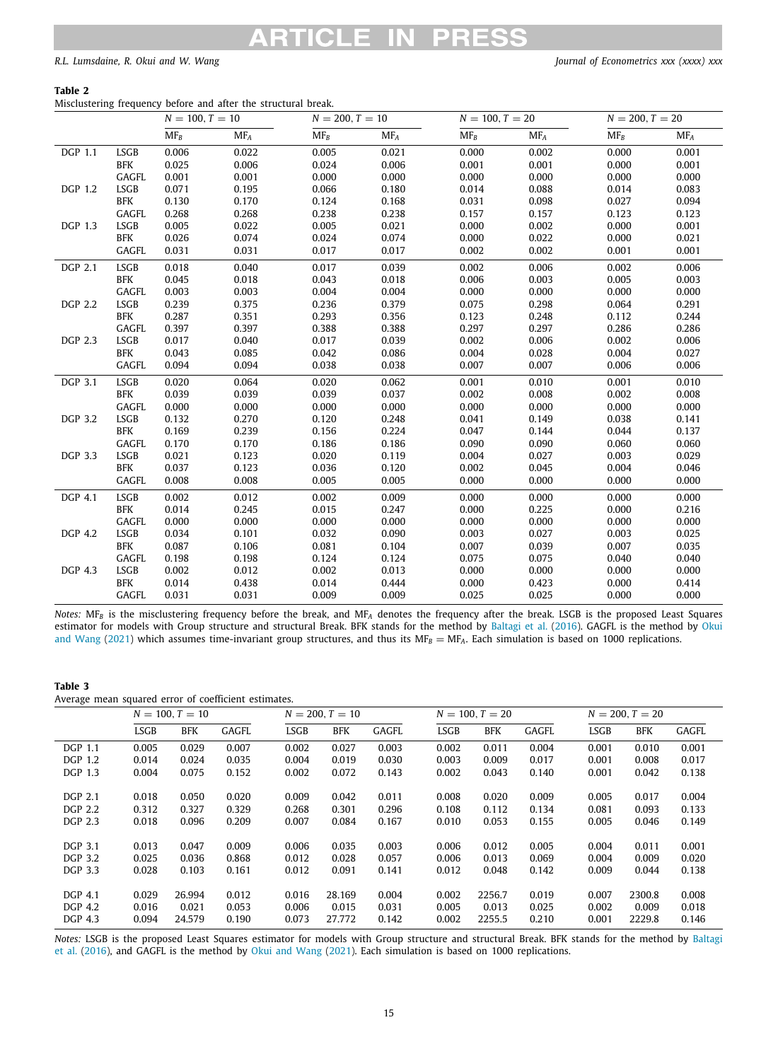**Table 2**
Misclustering frequency before and after the structural break.

| | | $N = 100, T = 10$ | | $N = 200, T = 10$ | | $N = 100, T = 20$ | | $N = 200, T = 20$ | |
|---|---|---|---|---|---|---|---|---|---|
| | | MF$_B$ | MF$_A$ | MF$_B$ | MF$_A$ | MF$_B$ | MF$_A$ | MF$_B$ | MF$_A$ |
| DGP 1.1 | LSGB | 0.006 | 0.022 | 0.005 | 0.021 | 0.000 | 0.002 | 0.000 | 0.001 |
| | BFK | 0.025 | 0.006 | 0.024 | 0.006 | 0.001 | 0.001 | 0.000 | 0.001 |
| | GAGFL | 0.001 | 0.001 | 0.000 | 0.000 | 0.000 | 0.000 | 0.000 | 0.000 |
| DGP 1.2 | LSGB | 0.071 | 0.195 | 0.066 | 0.180 | 0.014 | 0.088 | 0.014 | 0.083 |
| | BFK | 0.130 | 0.170 | 0.124 | 0.168 | 0.031 | 0.098 | 0.027 | 0.094 |
| | GAGFL | 0.268 | 0.268 | 0.238 | 0.238 | 0.157 | 0.157 | 0.123 | 0.123 |
| DGP 1.3 | LSGB | 0.005 | 0.022 | 0.005 | 0.021 | 0.000 | 0.002 | 0.000 | 0.001 |
| | BFK | 0.026 | 0.074 | 0.024 | 0.074 | 0.000 | 0.022 | 0.000 | 0.021 |
| | GAGFL | 0.031 | 0.031 | 0.017 | 0.017 | 0.002 | 0.002 | 0.001 | 0.001 |
| DGP 2.1 | LSGB | 0.018 | 0.040 | 0.017 | 0.039 | 0.002 | 0.006 | 0.002 | 0.006 |
| | BFK | 0.045 | 0.018 | 0.043 | 0.018 | 0.006 | 0.003 | 0.005 | 0.003 |
| | GAGFL | 0.003 | 0.003 | 0.004 | 0.004 | 0.000 | 0.000 | 0.000 | 0.000 |
| DGP 2.2 | LSGB | 0.239 | 0.375 | 0.236 | 0.379 | 0.075 | 0.298 | 0.064 | 0.291 |
| | BFK | 0.287 | 0.351 | 0.293 | 0.356 | 0.123 | 0.248 | 0.112 | 0.244 |
| | GAGFL | 0.397 | 0.397 | 0.388 | 0.388 | 0.297 | 0.297 | 0.286 | 0.286 |
| DGP 2.3 | LSGB | 0.017 | 0.040 | 0.017 | 0.039 | 0.002 | 0.006 | 0.002 | 0.006 |
| | BFK | 0.043 | 0.085 | 0.042 | 0.086 | 0.004 | 0.028 | 0.004 | 0.027 |
| | GAGFL | 0.094 | 0.094 | 0.038 | 0.038 | 0.007 | 0.007 | 0.006 | 0.006 |
| DGP 3.1 | LSGB | 0.020 | 0.064 | 0.020 | 0.062 | 0.001 | 0.010 | 0.001 | 0.010 |
| | BFK | 0.039 | 0.039 | 0.039 | 0.037 | 0.002 | 0.008 | 0.002 | 0.008 |
| | GAGFL | 0.000 | 0.000 | 0.000 | 0.000 | 0.000 | 0.000 | 0.000 | 0.000 |
| DGP 3.2 | LSGB | 0.132 | 0.270 | 0.120 | 0.248 | 0.041 | 0.149 | 0.038 | 0.141 |
| | BFK | 0.169 | 0.239 | 0.156 | 0.224 | 0.047 | 0.144 | 0.044 | 0.137 |
| | GAGFL | 0.170 | 0.170 | 0.186 | 0.186 | 0.090 | 0.090 | 0.060 | 0.060 |
| DGP 3.3 | LSGB | 0.021 | 0.123 | 0.020 | 0.119 | 0.004 | 0.027 | 0.003 | 0.029 |
| | BFK | 0.037 | 0.123 | 0.036 | 0.120 | 0.002 | 0.045 | 0.004 | 0.046 |
| | GAGFL | 0.008 | 0.008 | 0.005 | 0.005 | 0.000 | 0.000 | 0.000 | 0.000 |
| DGP 4.1 | LSGB | 0.002 | 0.012 | 0.002 | 0.009 | 0.000 | 0.000 | 0.000 | 0.000 |
| | BFK | 0.014 | 0.245 | 0.015 | 0.247 | 0.000 | 0.225 | 0.000 | 0.216 |
| | GAGFL | 0.000 | 0.000 | 0.000 | 0.000 | 0.000 | 0.000 | 0.000 | 0.000 |
| DGP 4.2 | LSGB | 0.034 | 0.101 | 0.032 | 0.090 | 0.003 | 0.027 | 0.003 | 0.025 |
| | BFK | 0.087 | 0.106 | 0.081 | 0.104 | 0.007 | 0.039 | 0.007 | 0.035 |
| | GAGFL | 0.198 | 0.198 | 0.124 | 0.124 | 0.075 | 0.075 | 0.040 | 0.040 |
| DGP 4.3 | LSGB | 0.002 | 0.012 | 0.002 | 0.013 | 0.000 | 0.000 | 0.000 | 0.000 |
| | BFK | 0.014 | 0.438 | 0.014 | 0.444 | 0.000 | 0.423 | 0.000 | 0.414 |
| | GAGFL | 0.031 | 0.031 | 0.009 | 0.009 | 0.025 | 0.025 | 0.000 | 0.000 |

*Notes:* MF$_B$ is the misclustering frequency before the break, and MF$_A$ denotes the frequency after the break. LSGB is the proposed Least Squares estimator for models with Group structure and structural Break. BFK stands for the method by Baltagi et al. (2016). GAGFL is the method by Okui and Wang (2021) which assumes time-invariant group structures, and thus its MF$_B$ = MF$_A$. Each simulation is based on 1000 replications.

**Table 3**
Average mean squared error of coefficient estimates.

| | $N = 100, T = 10$ | | | $N = 200, T = 10$ | | | $N = 100, T = 20$ | | | $N = 200, T = 20$ | | |
|---|---|---|---|---|---|---|---|---|---|---|---|---|
| | LSGB | BFK | GAGFL | LSGB | BFK | GAGFL | LSGB | BFK | GAGFL | LSGB | BFK | GAGFL |
| DGP 1.1 | 0.005 | 0.029 | 0.007 | 0.002 | 0.027 | 0.003 | 0.002 | 0.011 | 0.004 | 0.001 | 0.010 | 0.001 |
| DGP 1.2 | 0.014 | 0.024 | 0.035 | 0.004 | 0.019 | 0.030 | 0.003 | 0.009 | 0.017 | 0.001 | 0.008 | 0.017 |
| DGP 1.3 | 0.004 | 0.075 | 0.152 | 0.002 | 0.072 | 0.143 | 0.002 | 0.043 | 0.140 | 0.001 | 0.042 | 0.138 |
| DGP 2.1 | 0.018 | 0.050 | 0.020 | 0.009 | 0.042 | 0.011 | 0.008 | 0.020 | 0.009 | 0.005 | 0.017 | 0.004 |
| DGP 2.2 | 0.312 | 0.327 | 0.329 | 0.268 | 0.301 | 0.296 | 0.108 | 0.112 | 0.134 | 0.081 | 0.093 | 0.133 |
| DGP 2.3 | 0.018 | 0.096 | 0.209 | 0.007 | 0.084 | 0.167 | 0.010 | 0.053 | 0.155 | 0.005 | 0.046 | 0.149 |
| DGP 3.1 | 0.013 | 0.047 | 0.009 | 0.006 | 0.035 | 0.003 | 0.006 | 0.012 | 0.005 | 0.004 | 0.011 | 0.001 |
| DGP 3.2 | 0.025 | 0.036 | 0.868 | 0.012 | 0.028 | 0.057 | 0.006 | 0.013 | 0.069 | 0.004 | 0.009 | 0.020 |
| DGP 3.3 | 0.028 | 0.103 | 0.161 | 0.012 | 0.091 | 0.141 | 0.012 | 0.048 | 0.142 | 0.009 | 0.044 | 0.138 |
| DGP 4.1 | 0.029 | 26.994 | 0.012 | 0.016 | 28.169 | 0.004 | 0.002 | 2256.7 | 0.019 | 0.007 | 2300.8 | 0.008 |
| DGP 4.2 | 0.016 | 0.021 | 0.053 | 0.006 | 0.015 | 0.031 | 0.005 | 0.013 | 0.025 | 0.002 | 0.009 | 0.018 |
| DGP 4.3 | 0.094 | 24.579 | 0.190 | 0.073 | 27.772 | 0.142 | 0.002 | 2255.5 | 0.210 | 0.001 | 2229.8 | 0.146 |

*Notes:* LSGB is the proposed Least Squares estimator for models with Group structure and structural Break. BFK stands for the method by Baltagi et al. (2016), and GAGFL is the method by Okui and Wang (2021). Each simulation is based on 1000 replications.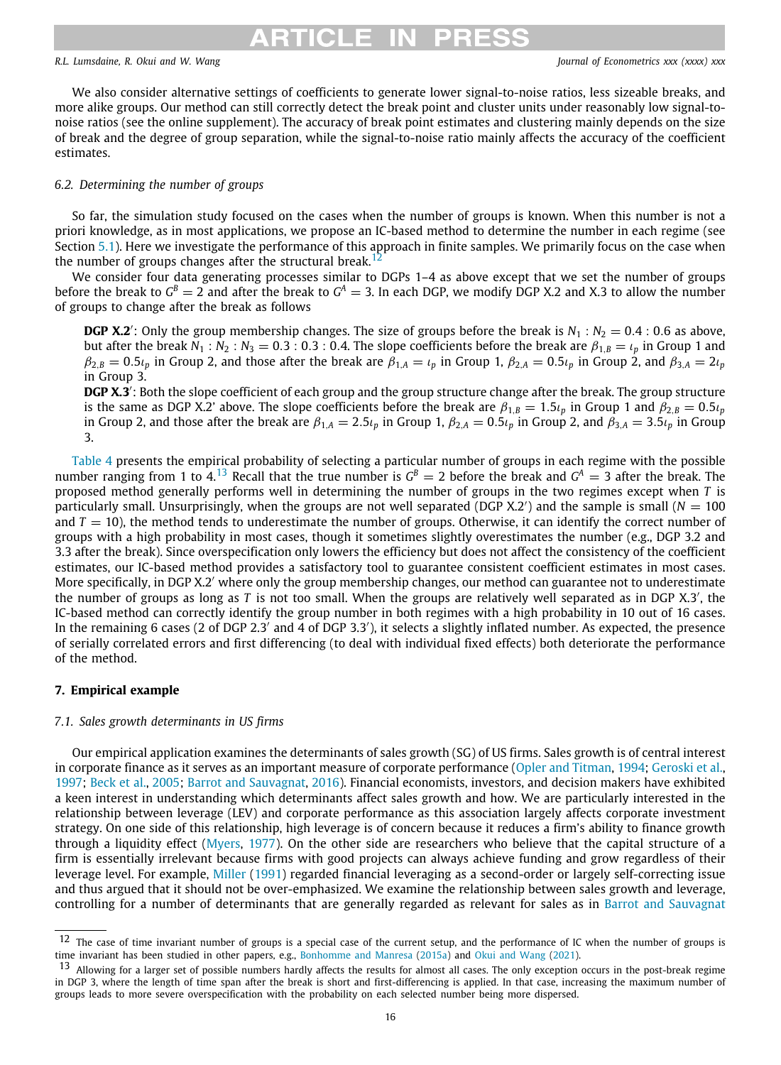We also consider alternative settings of coefficients to generate lower signal-to-noise ratios, less sizeable breaks, and more alike groups. Our method can still correctly detect the break point and cluster units under reasonably low signal-to-noise ratios (see the online supplement). The accuracy of break point estimates and clustering mainly depends on the size of break and the degree of group separation, while the signal-to-noise ratio mainly affects the accuracy of the coefficient estimates.

### 6.2. Determining the number of groups

So far, the simulation study focused on the cases when the number of groups is known. When this number is not a priori knowledge, as in most applications, we propose an IC-based method to determine the number in each regime (see Section 5.1). Here we investigate the performance of this approach in finite samples. We primarily focus on the case when the number of groups changes after the structural break.[12]

We consider four data generating processes similar to DGPs 1–4 as above except that we set the number of groups before the break to $G^B = 2$ and after the break to $G^A = 3$. In each DGP, we modify DGP X.2 and X.3 to allow the number of groups to change after the break as follows

> **DGP X.2′**: Only the group membership changes. The size of groups before the break is $N_1 : N_2 = 0.4 : 0.6$ as above, but after the break $N_1 : N_2 : N_3 = 0.3 : 0.3 : 0.4$. The slope coefficients before the break are $\beta_{1,B} = \iota_p$ in Group 1 and $\beta_{2,B} = 0.5\iota_p$ in Group 2, and those after the break are $\beta_{1,A} = \iota_p$ in Group 1, $\beta_{2,A} = 0.5\iota_p$ in Group 2, and $\beta_{3,A} = 2\iota_p$ in Group 3.
>
> **DGP X.3′**: Both the slope coefficient of each group and the group structure change after the break. The group structure is the same as DGP X.2′ above. The slope coefficients before the break are $\beta_{1,B} = 1.5\iota_p$ in Group 1 and $\beta_{2,B} = 0.5\iota_p$ in Group 2, and those after the break are $\beta_{1,A} = 2.5\iota_p$ in Group 1, $\beta_{2,A} = 0.5\iota_p$ in Group 2, and $\beta_{3,A} = 3.5\iota_p$ in Group 3.

Table 4 presents the empirical probability of selecting a particular number of groups in each regime with the possible number ranging from 1 to 4.[13] Recall that the true number is $G^B = 2$ before the break and $G^A = 3$ after the break. The proposed method generally performs well in determining the number of groups in the two regimes except when $T$ is particularly small. Unsurprisingly, when the groups are not well separated (DGP X.2′) and the sample is small ($N = 100$ and $T = 10$), the method tends to underestimate the number of groups. Otherwise, it can identify the correct number of groups with a high probability in most cases, though it sometimes slightly overestimates the number (e.g., DGP 3.2 and 3.3 after the break). Since overspecification only lowers the efficiency but does not affect the consistency of the coefficient estimates, our IC-based method provides a satisfactory tool to guarantee consistent coefficient estimates in most cases. More specifically, in DGP X.2′ where only the group membership changes, our method can guarantee not to underestimate the number of groups as long as $T$ is not too small. When the groups are relatively well separated as in DGP X.3′, the IC-based method can correctly identify the group number in both regimes with a high probability in 10 out of 16 cases. In the remaining 6 cases (2 of DGP 2.3′ and 4 of DGP 3.3′), it selects a slightly inflated number. As expected, the presence of serially correlated errors and first differencing (to deal with individual fixed effects) both deteriorate the performance of the method.

## 7. Empirical example

### 7.1. Sales growth determinants in US firms

Our empirical application examines the determinants of sales growth (SG) of US firms. Sales growth is of central interest in corporate finance as it serves as an important measure of corporate performance (Opler and Titman, 1994; Geroski et al., 1997; Beck et al., 2005; Barrot and Sauvagnat, 2016). Financial economists, investors, and decision makers have exhibited a keen interest in understanding which determinants affect sales growth and how. We are particularly interested in the relationship between leverage (LEV) and corporate performance as this association largely affects corporate investment strategy. On one side of this relationship, high leverage is of concern because it reduces a firm's ability to finance growth through a liquidity effect (Myers, 1977). On the other side are researchers who believe that the capital structure of a firm is essentially irrelevant because firms with good projects can always achieve funding and grow regardless of their leverage level. For example, Miller (1991) regarded financial leveraging as a second-order or largely self-correcting issue and thus argued that it should not be over-emphasized. We examine the relationship between sales growth and leverage, controlling for a number of determinants that are generally regarded as relevant for sales as in Barrot and Sauvagnat

[12] The case of time invariant number of groups is a special case of the current setup, and the performance of IC when the number of groups is time invariant has been studied in other papers, e.g., Bonhomme and Manresa (2015a) and Okui and Wang (2021).

[13] Allowing for a larger set of possible numbers hardly affects the results for almost all cases. The only exception occurs in the post-break regime in DGP 3, where the length of time span after the break is short and first-differencing is applied. In that case, increasing the maximum number of groups leads to more severe overspecification with the probability on each selected number being more dispersed.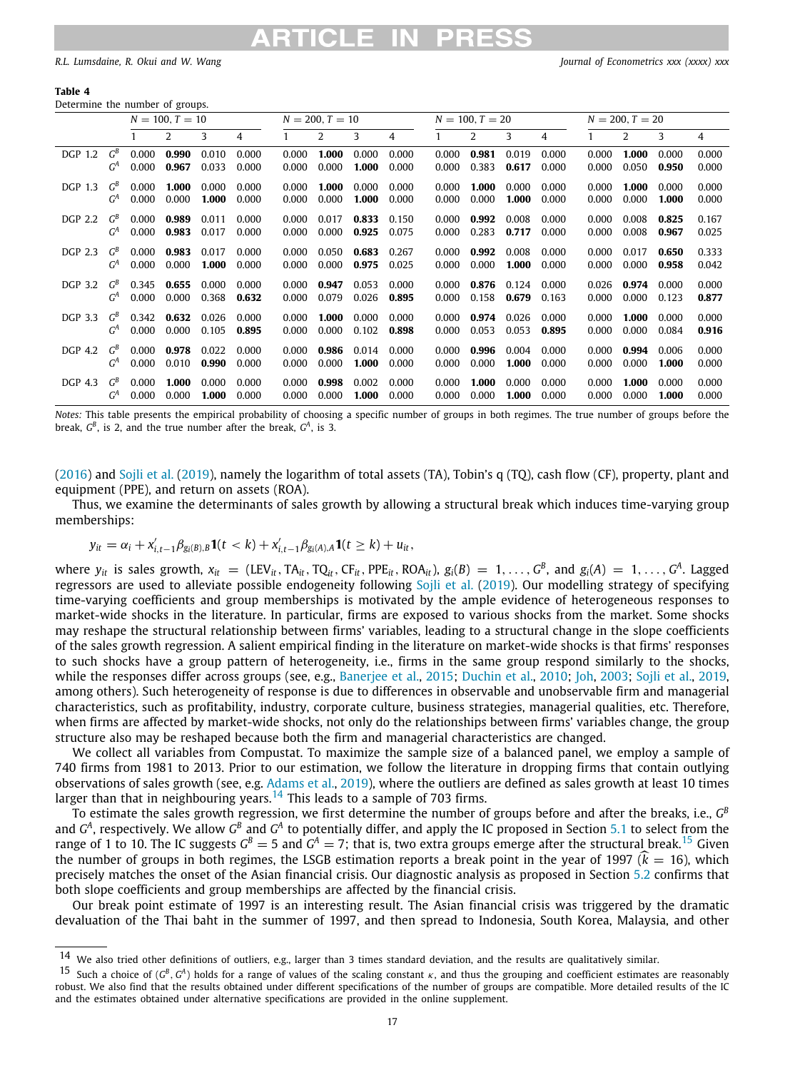**Table 4**

Determine the number of groups.

| | | $N=100, T=10$ | | | | $N=200, T=10$ | | | | $N=100, T=20$ | | | | $N=200, T=20$ | | | |
|---|---|---|---|---|---|---|---|---|---|---|---|---|---|---|---|---|---|
| | | 1 | 2 | 3 | 4 | 1 | 2 | 3 | 4 | 1 | 2 | 3 | 4 | 1 | 2 | 3 | 4 |
| DGP 1.2 | $G^B$ | 0.000 | **0.990** | 0.010 | 0.000 | 0.000 | **1.000** | 0.000 | 0.000 | 0.000 | **0.981** | 0.019 | 0.000 | 0.000 | **1.000** | 0.000 | 0.000 |
| | $G^A$ | 0.000 | **0.967** | 0.033 | 0.000 | 0.000 | 0.000 | **1.000** | 0.000 | 0.000 | 0.383 | **0.617** | 0.000 | 0.000 | 0.050 | **0.950** | 0.000 |
| DGP 1.3 | $G^B$ | 0.000 | **1.000** | 0.000 | 0.000 | 0.000 | **1.000** | 0.000 | 0.000 | 0.000 | **1.000** | 0.000 | 0.000 | 0.000 | **1.000** | 0.000 | 0.000 |
| | $G^A$ | 0.000 | 0.000 | **1.000** | 0.000 | 0.000 | 0.000 | **1.000** | 0.000 | 0.000 | 0.000 | **1.000** | 0.000 | 0.000 | 0.000 | **1.000** | 0.000 |
| DGP 2.2 | $G^B$ | 0.000 | **0.989** | 0.011 | 0.000 | 0.000 | 0.017 | **0.833** | 0.150 | 0.000 | **0.992** | 0.008 | 0.000 | 0.000 | 0.008 | **0.825** | 0.167 |
| | $G^A$ | 0.000 | **0.983** | 0.017 | 0.000 | 0.000 | 0.000 | **0.925** | 0.075 | 0.000 | 0.283 | **0.717** | 0.000 | 0.000 | 0.008 | **0.967** | 0.025 |
| DGP 2.3 | $G^B$ | 0.000 | **0.983** | 0.017 | 0.000 | 0.000 | 0.050 | **0.683** | 0.267 | 0.000 | **0.992** | 0.008 | 0.000 | 0.000 | 0.017 | **0.650** | 0.333 |
| | $G^A$ | 0.000 | 0.000 | **1.000** | 0.000 | 0.000 | 0.000 | **0.975** | 0.025 | 0.000 | 0.000 | **1.000** | 0.000 | 0.000 | 0.000 | **0.958** | 0.042 |
| DGP 3.2 | $G^B$ | 0.345 | **0.655** | 0.000 | 0.000 | 0.000 | **0.947** | 0.053 | 0.000 | 0.000 | **0.876** | 0.124 | 0.000 | 0.026 | **0.974** | 0.000 | 0.000 |
| | $G^A$ | 0.000 | 0.000 | 0.368 | **0.632** | 0.000 | 0.079 | 0.026 | **0.895** | 0.000 | 0.158 | **0.679** | 0.163 | 0.000 | 0.000 | 0.123 | **0.877** |
| DGP 3.3 | $G^B$ | 0.342 | **0.632** | 0.026 | 0.000 | 0.000 | **1.000** | 0.000 | 0.000 | 0.000 | **0.974** | 0.026 | 0.000 | 0.000 | **1.000** | 0.000 | 0.000 |
| | $G^A$ | 0.000 | 0.000 | 0.105 | **0.895** | 0.000 | 0.000 | 0.102 | **0.898** | 0.000 | 0.053 | 0.053 | **0.895** | 0.000 | 0.000 | 0.084 | **0.916** |
| DGP 4.2 | $G^B$ | 0.000 | **0.978** | 0.022 | 0.000 | 0.000 | **0.986** | 0.014 | 0.000 | 0.000 | **0.996** | 0.004 | 0.000 | 0.000 | **0.994** | 0.006 | 0.000 |
| | $G^A$ | 0.000 | 0.010 | **0.990** | 0.000 | 0.000 | 0.000 | **1.000** | 0.000 | 0.000 | 0.000 | **1.000** | 0.000 | 0.000 | 0.000 | **1.000** | 0.000 |
| DGP 4.3 | $G^B$ | 0.000 | **1.000** | 0.000 | 0.000 | 0.000 | **0.998** | 0.002 | 0.000 | 0.000 | **1.000** | 0.000 | 0.000 | 0.000 | **1.000** | 0.000 | 0.000 |
| | $G^A$ | 0.000 | 0.000 | **1.000** | 0.000 | 0.000 | 0.000 | **1.000** | 0.000 | 0.000 | 0.000 | **1.000** | 0.000 | 0.000 | 0.000 | **1.000** | 0.000 |

*Notes:* This table presents the empirical probability of choosing a specific number of groups in both regimes. The true number of groups before the break, $G^B$, is 2, and the true number after the break, $G^A$, is 3.

(2016) and Sojli et al. (2019), namely the logarithm of total assets (TA), Tobin's q (TQ), cash flow (CF), property, plant and equipment (PPE), and return on assets (ROA).

Thus, we examine the determinants of sales growth by allowing a structural break which induces time-varying group memberships:

$$y_{it} = \alpha_i + x'_{i,t-1}\beta_{g_i(B),B}\mathbf{1}(t < k) + x'_{i,t-1}\beta_{g_i(A),A}\mathbf{1}(t \geq k) + u_{it},$$

where $y_{it}$ is sales growth, $x_{it} = (\text{LEV}_{it}, \text{TA}_{it}, \text{TQ}_{it}, \text{CF}_{it}, \text{PPE}_{it}, \text{ROA}_{it})$, $g_i(B) = 1, \ldots, G^B$, and $g_i(A) = 1, \ldots, G^A$. Lagged regressors are used to alleviate possible endogeneity following Sojli et al. (2019). Our modelling strategy of specifying time-varying coefficients and group memberships is motivated by the ample evidence of heterogeneous responses to market-wide shocks in the literature. In particular, firms are exposed to various shocks from the market. Some shocks may reshape the structural relationship between firms' variables, leading to a structural change in the slope coefficients of the sales growth regression. A salient empirical finding in the literature on market-wide shocks is that firms' responses to such shocks have a group pattern of heterogeneity, i.e., firms in the same group respond similarly to the shocks, while the responses differ across groups (see, e.g., Banerjee et al., 2015; Duchin et al., 2010; Joh, 2003; Sojli et al., 2019, among others). Such heterogeneity of response is due to differences in observable and unobservable firm and managerial characteristics, such as profitability, industry, corporate culture, business strategies, managerial qualities, etc. Therefore, when firms are affected by market-wide shocks, not only do the relationships between firms' variables change, the group structure also may be reshaped because both the firm and managerial characteristics are changed.

We collect all variables from Compustat. To maximize the sample size of a balanced panel, we employ a sample of 740 firms from 1981 to 2013. Prior to our estimation, we follow the literature in dropping firms that contain outlying observations of sales growth (see, e.g. Adams et al., 2019), where the outliers are defined as sales growth at least 10 times larger than that in neighbouring years.[14] This leads to a sample of 703 firms.

To estimate the sales growth regression, we first determine the number of groups before and after the breaks, i.e., $G^B$ and $G^A$, respectively. We allow $G^B$ and $G^A$ to potentially differ, and apply the IC proposed in Section 5.1 to select from the range of 1 to 10. The IC suggests $G^B = 5$ and $G^A = 7$; that is, two extra groups emerge after the structural break.[15] Given the number of groups in both regimes, the LSGB estimation reports a break point in the year of 1997 ($\widehat{k} = 16$), which precisely matches the onset of the Asian financial crisis. Our diagnostic analysis as proposed in Section 5.2 confirms that both slope coefficients and group memberships are affected by the financial crisis.

Our break point estimate of 1997 is an interesting result. The Asian financial crisis was triggered by the dramatic devaluation of the Thai baht in the summer of 1997, and then spread to Indonesia, South Korea, Malaysia, and other

[14] We also tried other definitions of outliers, e.g., larger than 3 times standard deviation, and the results are qualitatively similar.

[15] Such a choice of $(G^B, G^A)$ holds for a range of values of the scaling constant $\kappa$, and thus the grouping and coefficient estimates are reasonably robust. We also find that the results obtained under different specifications of the number of groups are compatible. More detailed results of the IC and the estimates obtained under alternative specifications are provided in the online supplement.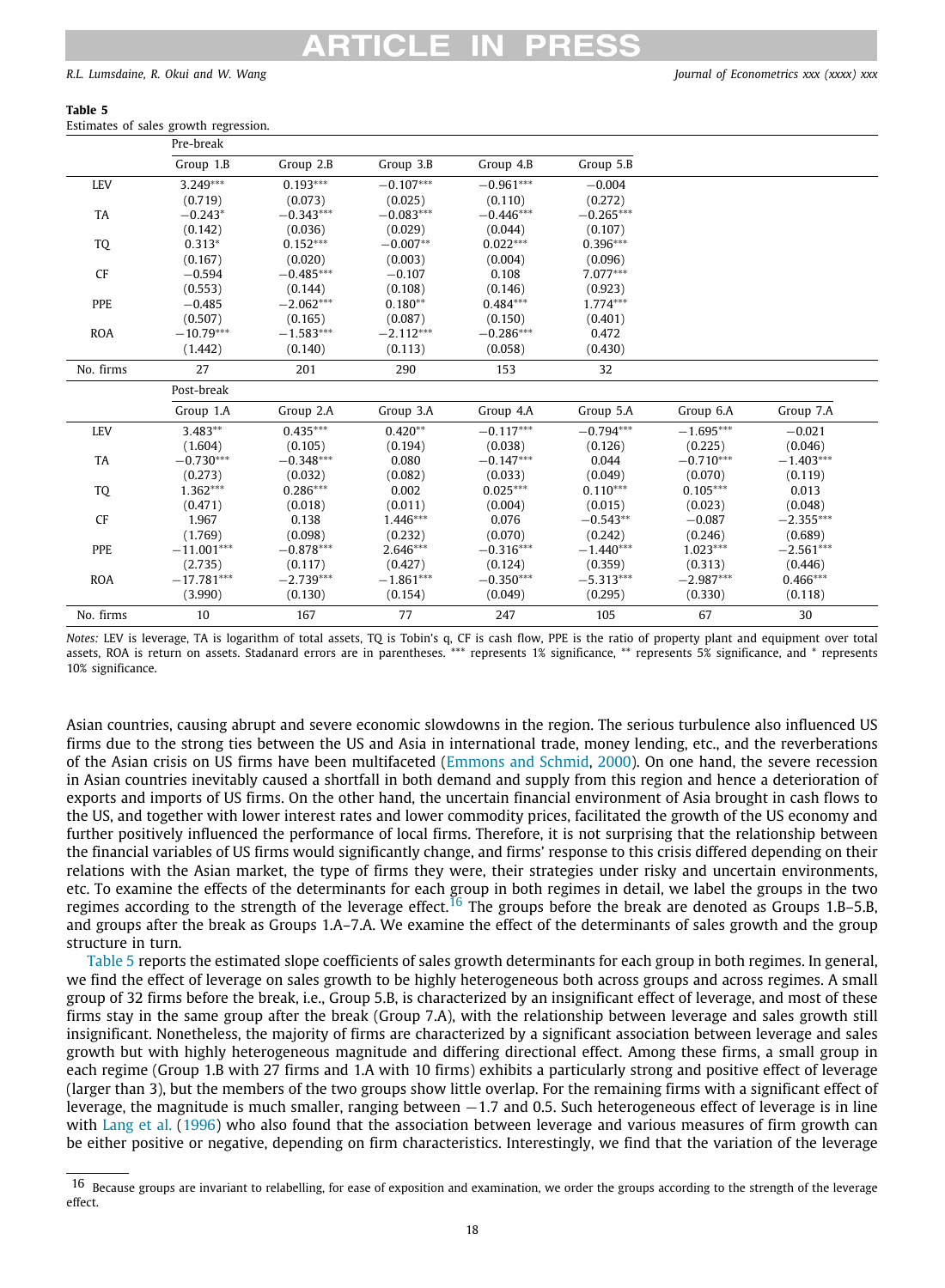**Table 5**
Estimates of sales growth regression.

| | Pre-break | | | | | | |
|---|---|---|---|---|---|---|---|
| | Group 1.B | Group 2.B | Group 3.B | Group 4.B | Group 5.B | | |
| LEV | 3.249*** | 0.193*** | −0.107*** | −0.961*** | −0.004 | | |
| | (0.719) | (0.073) | (0.025) | (0.110) | (0.272) | | |
| TA | −0.243* | −0.343*** | −0.083*** | −0.446*** | −0.265*** | | |
| | (0.142) | (0.036) | (0.029) | (0.044) | (0.107) | | |
| TQ | 0.313* | 0.152*** | −0.007** | 0.022*** | 0.396*** | | |
| | (0.167) | (0.020) | (0.003) | (0.004) | (0.096) | | |
| CF | −0.594 | −0.485*** | −0.107 | 0.108 | 7.077*** | | |
| | (0.553) | (0.144) | (0.108) | (0.146) | (0.923) | | |
| PPE | −0.485 | −2.062*** | 0.180** | 0.484*** | 1.774*** | | |
| | (0.507) | (0.165) | (0.087) | (0.150) | (0.401) | | |
| ROA | −10.79*** | −1.583*** | −2.112*** | −0.286*** | 0.472 | | |
| | (1.442) | (0.140) | (0.113) | (0.058) | (0.430) | | |
| No. firms | 27 | 201 | 290 | 153 | 32 | | |
| | Post-break | | | | | | |
| | Group 1.A | Group 2.A | Group 3.A | Group 4.A | Group 5.A | Group 6.A | Group 7.A |
| LEV | 3.483** | 0.435*** | 0.420** | −0.117*** | −0.794*** | −1.695*** | −0.021 |
| | (1.604) | (0.105) | (0.194) | (0.038) | (0.126) | (0.225) | (0.046) |
| TA | −0.730*** | −0.348*** | 0.080 | −0.147*** | 0.044 | −0.710*** | −1.403*** |
| | (0.273) | (0.032) | (0.082) | (0.033) | (0.049) | (0.070) | (0.119) |
| TQ | 1.362*** | 0.286*** | 0.002 | 0.025*** | 0.110*** | 0.105*** | 0.013 |
| | (0.471) | (0.018) | (0.011) | (0.004) | (0.015) | (0.023) | (0.048) |
| CF | 1.967 | 0.138 | 1.446*** | 0.076 | −0.543** | −0.087 | −2.355*** |
| | (1.769) | (0.098) | (0.232) | (0.070) | (0.242) | (0.246) | (0.689) |
| PPE | −11.001*** | −0.878*** | 2.646*** | −0.316*** | −1.440*** | 1.023*** | −2.561*** |
| | (2.735) | (0.117) | (0.427) | (0.124) | (0.359) | (0.313) | (0.446) |
| ROA | −17.781*** | −2.739*** | −1.861*** | −0.350*** | −5.313*** | −2.987*** | 0.466*** |
| | (3.990) | (0.130) | (0.154) | (0.049) | (0.295) | (0.330) | (0.118) |
| No. firms | 10 | 167 | 77 | 247 | 105 | 67 | 30 |

*Notes:* LEV is leverage, TA is logarithm of total assets, TQ is Tobin's q, CF is cash flow, PPE is the ratio of property plant and equipment over total assets, ROA is return on assets. Stadanard errors are in parentheses. *** represents 1% significance, ** represents 5% significance, and * represents 10% significance.

Asian countries, causing abrupt and severe economic slowdowns in the region. The serious turbulence also influenced US firms due to the strong ties between the US and Asia in international trade, money lending, etc., and the reverberations of the Asian crisis on US firms have been multifaceted (Emmons and Schmid, 2000). On one hand, the severe recession in Asian countries inevitably caused a shortfall in both demand and supply from this region and hence a deterioration of exports and imports of US firms. On the other hand, the uncertain financial environment of Asia brought in cash flows to the US, and together with lower interest rates and lower commodity prices, facilitated the growth of the US economy and further positively influenced the performance of local firms. Therefore, it is not surprising that the relationship between the financial variables of US firms would significantly change, and firms' response to this crisis differed depending on their relations with the Asian market, the type of firms they were, their strategies under risky and uncertain environments, etc. To examine the effects of the determinants for each group in both regimes in detail, we label the groups in the two regimes according to the strength of the leverage effect.[16] The groups before the break are denoted as Groups 1.B–5.B, and groups after the break as Groups 1.A–7.A. We examine the effect of the determinants of sales growth and the group structure in turn.

Table 5 reports the estimated slope coefficients of sales growth determinants for each group in both regimes. In general, we find the effect of leverage on sales growth to be highly heterogeneous both across groups and across regimes. A small group of 32 firms before the break, i.e., Group 5.B, is characterized by an insignificant effect of leverage, and most of these firms stay in the same group after the break (Group 7.A), with the relationship between leverage and sales growth still insignificant. Nonetheless, the majority of firms are characterized by a significant association between leverage and sales growth but with highly heterogeneous magnitude and differing directional effect. Among these firms, a small group in each regime (Group 1.B with 27 firms and 1.A with 10 firms) exhibits a particularly strong and positive effect of leverage (larger than 3), but the members of the two groups show little overlap. For the remaining firms with a significant effect of leverage, the magnitude is much smaller, ranging between −1.7 and 0.5. Such heterogeneous effect of leverage is in line with Lang et al. (1996) who also found that the association between leverage and various measures of firm growth can be either positive or negative, depending on firm characteristics. Interestingly, we find that the variation of the leverage

[16] Because groups are invariant to relabelling, for ease of exposition and examination, we order the groups according to the strength of the leverage effect.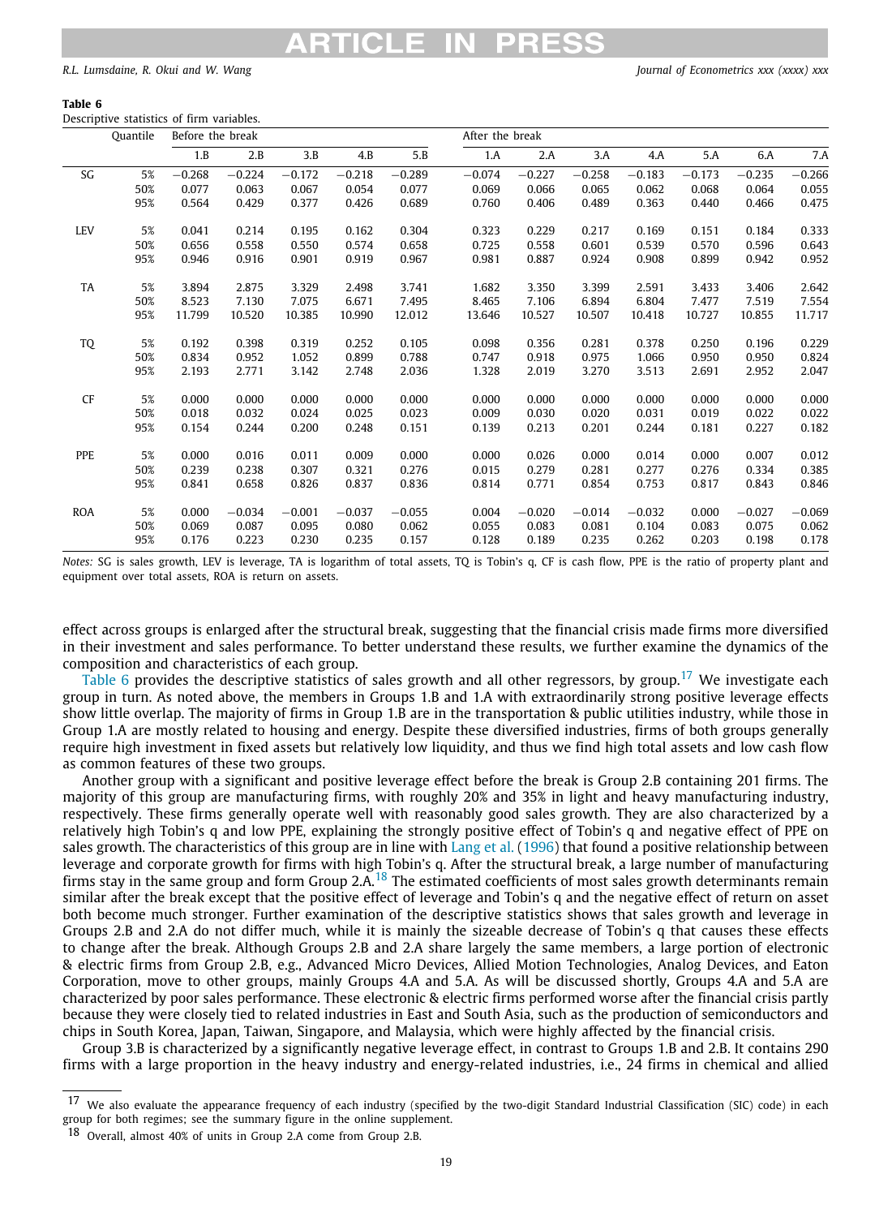**Table 6**
Descriptive statistics of firm variables.

| | Quantile | Before the break | | | | | After the break | | | | | | |
|---|---|---|---|---|---|---|---|---|---|---|---|---|---|
| | | 1.B | 2.B | 3.B | 4.B | 5.B | 1.A | 2.A | 3.A | 4.A | 5.A | 6.A | 7.A |
| SG | 5% | −0.268 | −0.224 | −0.172 | −0.218 | −0.289 | −0.074 | −0.227 | −0.258 | −0.183 | −0.173 | −0.235 | −0.266 |
| | 50% | 0.077 | 0.063 | 0.067 | 0.054 | 0.077 | 0.069 | 0.066 | 0.065 | 0.062 | 0.068 | 0.064 | 0.055 |
| | 95% | 0.564 | 0.429 | 0.377 | 0.426 | 0.689 | 0.760 | 0.406 | 0.489 | 0.363 | 0.440 | 0.466 | 0.475 |
| LEV | 5% | 0.041 | 0.214 | 0.195 | 0.162 | 0.304 | 0.323 | 0.229 | 0.217 | 0.169 | 0.151 | 0.184 | 0.333 |
| | 50% | 0.656 | 0.558 | 0.550 | 0.574 | 0.658 | 0.725 | 0.558 | 0.601 | 0.539 | 0.570 | 0.596 | 0.643 |
| | 95% | 0.946 | 0.916 | 0.901 | 0.919 | 0.967 | 0.981 | 0.887 | 0.924 | 0.908 | 0.899 | 0.942 | 0.952 |
| TA | 5% | 3.894 | 2.875 | 3.329 | 2.498 | 3.741 | 1.682 | 3.350 | 3.399 | 2.591 | 3.433 | 3.406 | 2.642 |
| | 50% | 8.523 | 7.130 | 7.075 | 6.671 | 7.495 | 8.465 | 7.106 | 6.894 | 6.804 | 7.477 | 7.519 | 7.554 |
| | 95% | 11.799 | 10.520 | 10.385 | 10.990 | 12.012 | 13.646 | 10.527 | 10.507 | 10.418 | 10.727 | 10.855 | 11.717 |
| TQ | 5% | 0.192 | 0.398 | 0.319 | 0.252 | 0.105 | 0.098 | 0.356 | 0.281 | 0.378 | 0.250 | 0.196 | 0.229 |
| | 50% | 0.834 | 0.952 | 1.052 | 0.899 | 0.788 | 0.747 | 0.918 | 0.975 | 1.066 | 0.950 | 0.950 | 0.824 |
| | 95% | 2.193 | 2.771 | 3.142 | 2.748 | 2.036 | 1.328 | 2.019 | 3.270 | 3.513 | 2.691 | 2.952 | 2.047 |
| CF | 5% | 0.000 | 0.000 | 0.000 | 0.000 | 0.000 | 0.000 | 0.000 | 0.000 | 0.000 | 0.000 | 0.000 | 0.000 |
| | 50% | 0.018 | 0.032 | 0.024 | 0.025 | 0.023 | 0.009 | 0.030 | 0.020 | 0.031 | 0.019 | 0.022 | 0.022 |
| | 95% | 0.154 | 0.244 | 0.200 | 0.248 | 0.151 | 0.139 | 0.213 | 0.201 | 0.244 | 0.181 | 0.227 | 0.182 |
| PPE | 5% | 0.000 | 0.016 | 0.011 | 0.009 | 0.000 | 0.000 | 0.026 | 0.000 | 0.014 | 0.000 | 0.007 | 0.012 |
| | 50% | 0.239 | 0.238 | 0.307 | 0.321 | 0.276 | 0.015 | 0.279 | 0.281 | 0.277 | 0.276 | 0.334 | 0.385 |
| | 95% | 0.841 | 0.658 | 0.826 | 0.837 | 0.836 | 0.814 | 0.771 | 0.854 | 0.753 | 0.817 | 0.843 | 0.846 |
| ROA | 5% | 0.000 | −0.034 | −0.001 | −0.037 | −0.055 | 0.004 | −0.020 | −0.014 | −0.032 | 0.000 | −0.027 | −0.069 |
| | 50% | 0.069 | 0.087 | 0.095 | 0.080 | 0.062 | 0.055 | 0.083 | 0.081 | 0.104 | 0.083 | 0.075 | 0.062 |
| | 95% | 0.176 | 0.223 | 0.230 | 0.235 | 0.157 | 0.128 | 0.189 | 0.235 | 0.262 | 0.203 | 0.198 | 0.178 |

*Notes:* SG is sales growth, LEV is leverage, TA is logarithm of total assets, TQ is Tobin's q, CF is cash flow, PPE is the ratio of property plant and equipment over total assets, ROA is return on assets.

effect across groups is enlarged after the structural break, suggesting that the financial crisis made firms more diversified in their investment and sales performance. To better understand these results, we further examine the dynamics of the composition and characteristics of each group.

Table 6 provides the descriptive statistics of sales growth and all other regressors, by group.[17] We investigate each group in turn. As noted above, the members in Groups 1.B and 1.A with extraordinarily strong positive leverage effects show little overlap. The majority of firms in Group 1.B are in the transportation & public utilities industry, while those in Group 1.A are mostly related to housing and energy. Despite these diversified industries, firms of both groups generally require high investment in fixed assets but relatively low liquidity, and thus we find high total assets and low cash flow as common features of these two groups.

Another group with a significant and positive leverage effect before the break is Group 2.B containing 201 firms. The majority of this group are manufacturing firms, with roughly 20% and 35% in light and heavy manufacturing industry, respectively. These firms generally operate well with reasonably good sales growth. They are also characterized by a relatively high Tobin's q and low PPE, explaining the strongly positive effect of Tobin's q and negative effect of PPE on sales growth. The characteristics of this group are in line with Lang et al. (1996) that found a positive relationship between leverage and corporate growth for firms with high Tobin's q. After the structural break, a large number of manufacturing firms stay in the same group and form Group 2.A.[18] The estimated coefficients of most sales growth determinants remain similar after the break except that the positive effect of leverage and Tobin's q and the negative effect of return on asset both become much stronger. Further examination of the descriptive statistics shows that sales growth and leverage in Groups 2.B and 2.A do not differ much, while it is mainly the sizeable decrease of Tobin's q that causes these effects to change after the break. Although Groups 2.B and 2.A share largely the same members, a large portion of electronic & electric firms from Group 2.B, e.g., Advanced Micro Devices, Allied Motion Technologies, Analog Devices, and Eaton Corporation, move to other groups, mainly Groups 4.A and 5.A. As will be discussed shortly, Groups 4.A and 5.A are characterized by poor sales performance. These electronic & electric firms performed worse after the financial crisis partly because they were closely tied to related industries in East and South Asia, such as the production of semiconductors and chips in South Korea, Japan, Taiwan, Singapore, and Malaysia, which were highly affected by the financial crisis.

Group 3.B is characterized by a significantly negative leverage effect, in contrast to Groups 1.B and 2.B. It contains 290 firms with a large proportion in the heavy industry and energy-related industries, i.e., 24 firms in chemical and allied

[17] We also evaluate the appearance frequency of each industry (specified by the two-digit Standard Industrial Classification (SIC) code) in each group for both regimes; see the summary figure in the online supplement.

[18] Overall, almost 40% of units in Group 2.A come from Group 2.B.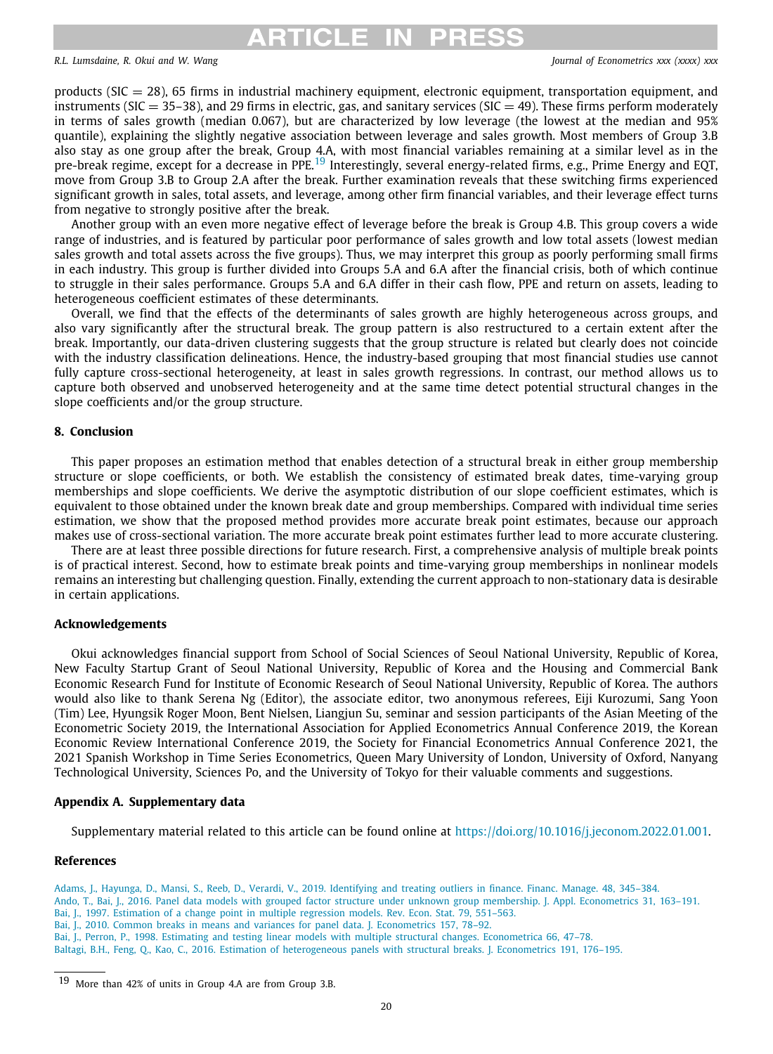products (SIC = 28), 65 firms in industrial machinery equipment, electronic equipment, transportation equipment, and instruments (SIC = 35–38), and 29 firms in electric, gas, and sanitary services (SIC = 49). These firms perform moderately in terms of sales growth (median 0.067), but are characterized by low leverage (the lowest at the median and 95% quantile), explaining the slightly negative association between leverage and sales growth. Most members of Group 3.B also stay as one group after the break, Group 4.A, with most financial variables remaining at a similar level as in the pre-break regime, except for a decrease in PPE.[19] Interestingly, several energy-related firms, e.g., Prime Energy and EQT, move from Group 3.B to Group 2.A after the break. Further examination reveals that these switching firms experienced significant growth in sales, total assets, and leverage, among other firm financial variables, and their leverage effect turns from negative to strongly positive after the break.

Another group with an even more negative effect of leverage before the break is Group 4.B. This group covers a wide range of industries, and is featured by particular poor performance of sales growth and low total assets (lowest median sales growth and total assets across the five groups). Thus, we may interpret this group as poorly performing small firms in each industry. This group is further divided into Groups 5.A and 6.A after the financial crisis, both of which continue to struggle in their sales performance. Groups 5.A and 6.A differ in their cash flow, PPE and return on assets, leading to heterogeneous coefficient estimates of these determinants.

Overall, we find that the effects of the determinants of sales growth are highly heterogeneous across groups, and also vary significantly after the structural break. The group pattern is also restructured to a certain extent after the break. Importantly, our data-driven clustering suggests that the group structure is related but clearly does not coincide with the industry classification delineations. Hence, the industry-based grouping that most financial studies use cannot fully capture cross-sectional heterogeneity, at least in sales growth regressions. In contrast, our method allows us to capture both observed and unobserved heterogeneity and at the same time detect potential structural changes in the slope coefficients and/or the group structure.

## 8. Conclusion

This paper proposes an estimation method that enables detection of a structural break in either group membership structure or slope coefficients, or both. We establish the consistency of estimated break dates, time-varying group memberships and slope coefficients. We derive the asymptotic distribution of our slope coefficient estimates, which is equivalent to those obtained under the known break date and group memberships. Compared with individual time series estimation, we show that the proposed method provides more accurate break point estimates, because our approach makes use of cross-sectional variation. The more accurate break point estimates further lead to more accurate clustering.

There are at least three possible directions for future research. First, a comprehensive analysis of multiple break points is of practical interest. Second, how to estimate break points and time-varying group memberships in nonlinear models remains an interesting but challenging question. Finally, extending the current approach to non-stationary data is desirable in certain applications.

## Acknowledgements

Okui acknowledges financial support from School of Social Sciences of Seoul National University, Republic of Korea, New Faculty Startup Grant of Seoul National University, Republic of Korea and the Housing and Commercial Bank Economic Research Fund for Institute of Economic Research of Seoul National University, Republic of Korea. The authors would also like to thank Serena Ng (Editor), the associate editor, two anonymous referees, Eiji Kurozumi, Sang Yoon (Tim) Lee, Hyungsik Roger Moon, Bent Nielsen, Liangjun Su, seminar and session participants of the Asian Meeting of the Econometric Society 2019, the International Association for Applied Econometrics Annual Conference 2019, the Korean Economic Review International Conference 2019, the Society for Financial Econometrics Annual Conference 2021, the 2021 Spanish Workshop in Time Series Econometrics, Queen Mary University of London, University of Oxford, Nanyang Technological University, Sciences Po, and the University of Tokyo for their valuable comments and suggestions.

## Appendix A. Supplementary data

Supplementary material related to this article can be found online at https://doi.org/10.1016/j.jeconom.2022.01.001.

## References

Adams, J., Hayunga, D., Mansi, S., Reeb, D., Verardi, V., 2019. Identifying and treating outliers in finance. Financ. Manage. 48, 345–384.
Ando, T., Bai, J., 2016. Panel data models with grouped factor structure under unknown group membership. J. Appl. Econometrics 31, 163–191.
Bai, J., 1997. Estimation of a change point in multiple regression models. Rev. Econ. Stat. 79, 551–563.
Bai, J., 2010. Common breaks in means and variances for panel data. J. Econometrics 157, 78–92.
Bai, J., Perron, P., 1998. Estimating and testing linear models with multiple structural changes. Econometrica 66, 47–78.
Baltagi, B.H., Feng, Q., Kao, C., 2016. Estimation of heterogeneous panels with structural breaks. J. Econometrics 191, 176–195.

[19] More than 42% of units in Group 4.A are from Group 3.B.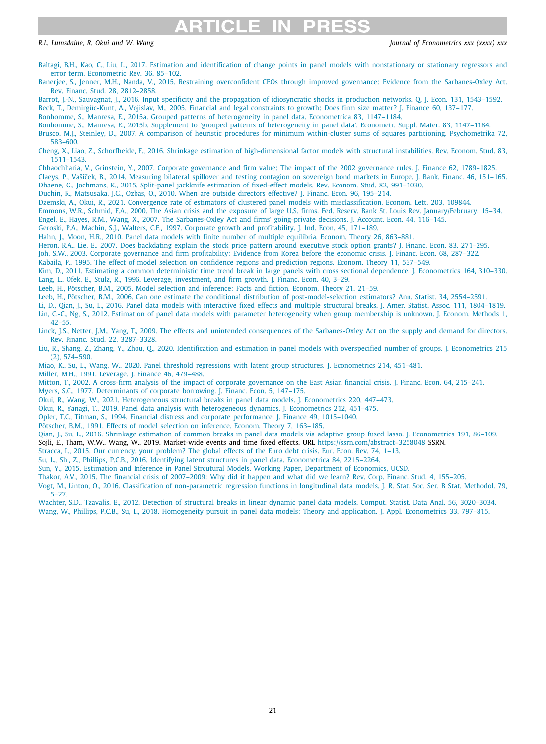Baltagi, B.H., Kao, C., Liu, L., 2017. Estimation and identification of change points in panel models with nonstationary or stationary regressors and error term. Econometric Rev. 36, 85–102.

Banerjee, S., Jenner, M.H., Nanda, V., 2015. Restraining overconfident CEOs through improved governance: Evidence from the Sarbanes-Oxley Act. Rev. Financ. Stud. 28, 2812–2858.

Barrot, J.-N., Sauvagnat, J., 2016. Input specificity and the propagation of idiosyncratic shocks in production networks. Q. J. Econ. 131, 1543–1592.

Beck, T., Demirgüc-Kunt, A., Vojislav, M., 2005. Financial and legal constraints to growth: Does firm size matter? J. Finance 60, 137–177.

Bonhomme, S., Manresa, E., 2015a. Grouped patterns of heterogeneity in panel data. Econometrica 83, 1147–1184.

Bonhomme, S., Manresa, E., 2015b. Supplement to 'grouped patterns of heterogeneity in panel data'. Econometr. Suppl. Mater. 83, 1147–1184.

Brusco, M.J., Steinley, D., 2007. A comparison of heuristic procedures for minimum within-cluster sums of squares partitioning. Psychometrika 72, 583–600.

Cheng, X., Liao, Z., Schorfheide, F., 2016. Shrinkage estimation of high-dimensional factor models with structural instabilities. Rev. Econom. Stud. 83, 1511–1543.

Chhaochharia, V., Grinstein, Y., 2007. Corporate governance and firm value: The impact of the 2002 governance rules. J. Finance 62, 1789–1825.

Claeys, P., Vašíček, B., 2014. Measuring bilateral spillover and testing contagion on sovereign bond markets in Europe. J. Bank. Financ. 46, 151–165.

Dhaene, G., Jochmans, K., 2015. Split-panel jackknife estimation of fixed-effect models. Rev. Econom. Stud. 82, 991–1030.

Duchin, R., Matsusaka, J.G., Ozbas, O., 2010. When are outside directors effective? J. Financ. Econ. 96, 195–214.

Dzemski, A., Okui, R., 2021. Convergence rate of estimators of clustered panel models with misclassification. Econom. Lett. 203, 109844.

Emmons, W.R., Schmid, F.A., 2000. The Asian crisis and the exposure of large U.S. firms. Fed. Reserv. Bank St. Louis Rev. January/February, 15–34.

Engel, E., Hayes, R.M., Wang, X., 2007. The Sarbanes-Oxley Act and firms' going-private decisions. J. Account. Econ. 44, 116–145.

Geroski, P.A., Machin, S.J., Walters, C.F., 1997. Corporate growth and profitability. J. Ind. Econ. 45, 171–189.

Hahn, J., Moon, H.R., 2010. Panel data models with finite number of multiple equilibria. Econom. Theory 26, 863–881.

Heron, R.A., Lie, E., 2007. Does backdating explain the stock price pattern around executive stock option grants? J. Financ. Econ. 83, 271–295.

Joh, S.W., 2003. Corporate governance and firm profitability: Evidence from Korea before the economic crisis. J. Financ. Econ. 68, 287–322.

Kabaila, P., 1995. The effect of model selection on confidence regions and prediction regions. Econom. Theory 11, 537–549.

Kim, D., 2011. Estimating a common deterministic time trend break in large panels with cross sectional dependence. J. Econometrics 164, 310–330.

Lang, L., Ofek, E., Stulz, R., 1996. Leverage, investment, and firm growth. J. Financ. Econ. 40, 3–29.

Leeb, H., Pötscher, B.M., 2005. Model selection and inference: Facts and fiction. Econom. Theory 21, 21–59.

Leeb, H., Pötscher, B.M., 2006. Can one estimate the conditional distribution of post-model-selection estimators? Ann. Statist. 34, 2554–2591.

Li, D., Qian, J., Su, L., 2016. Panel data models with interactive fixed effects and multiple structural breaks. J. Amer. Statist. Assoc. 111, 1804–1819.

Lin, C.-C., Ng, S., 2012. Estimation of panel data models with parameter heterogeneity when group membership is unknown. J. Econom. Methods 1, 42–55.

Linck, J.S., Netter, J.M., Yang, T., 2009. The effects and unintended consequences of the Sarbanes-Oxley Act on the supply and demand for directors. Rev. Financ. Stud. 22, 3287–3328.

Liu, R., Shang, Z., Zhang, Y., Zhou, Q., 2020. Identification and estimation in panel models with overspecified number of groups. J. Econometrics 215 (2), 574–590.

Miao, K., Su, L., Wang, W., 2020. Panel threshold regressions with latent group structures. J. Econometrics 214, 451–481.

Miller, M.H., 1991. Leverage. J. Finance 46, 479–488.

Mitton, T., 2002. A cross-firm analysis of the impact of corporate governance on the East Asian financial crisis. J. Financ. Econ. 64, 215–241.

Myers, S.C., 1977. Determinants of corporate borrowing. J. Financ. Econ. 5, 147–175.

Okui, R., Wang, W., 2021. Heterogeneous structural breaks in panel data models. J. Econometrics 220, 447–473.

Okui, R., Yanagi, T., 2019. Panel data analysis with heterogeneous dynamics. J. Econometrics 212, 451–475.

Opler, T.C., Titman, S., 1994. Financial distress and corporate performance. J. Finance 49, 1015–1040.

Pötscher, B.M., 1991. Effects of model selection on inference. Econom. Theory 7, 163–185.

Qian, J., Su, L., 2016. Shrinkage estimation of common breaks in panel data models via adaptive group fused lasso. J. Econometrics 191, 86–109.

Sojli, E., Tham, W.W., Wang, W., 2019. Market-wide events and time fixed effects. URL https://ssrn.com/abstract=3258048 SSRN.

Stracca, L., 2015. Our currency, your problem? The global effects of the Euro debt crisis. Eur. Econ. Rev. 74, 1–13.

Su, L., Shi, Z., Phillips, P.C.B., 2016. Identifying latent structures in panel data. Econometrica 84, 2215–2264.

Sun, Y., 2015. Estimation and Inference in Panel Strcutural Models. Working Paper, Department of Economics, UCSD.

Thakor, A.V., 2015. The financial crisis of 2007–2009: Why did it happen and what did we learn? Rev. Corp. Financ. Stud. 4, 155–205.

Vogt, M., Linton, O., 2016. Classification of non-parametric regression functions in longitudinal data models. J. R. Stat. Soc. Ser. B Stat. Methodol. 79, 5–27.

Wachter, S.D., Tzavalis, E., 2012. Detection of structural breaks in linear dynamic panel data models. Comput. Statist. Data Anal. 56, 3020–3034.

Wang, W., Phillips, P.C.B., Su, L., 2018. Homogeneity pursuit in panel data models: Theory and application. J. Appl. Econometrics 33, 797–815.